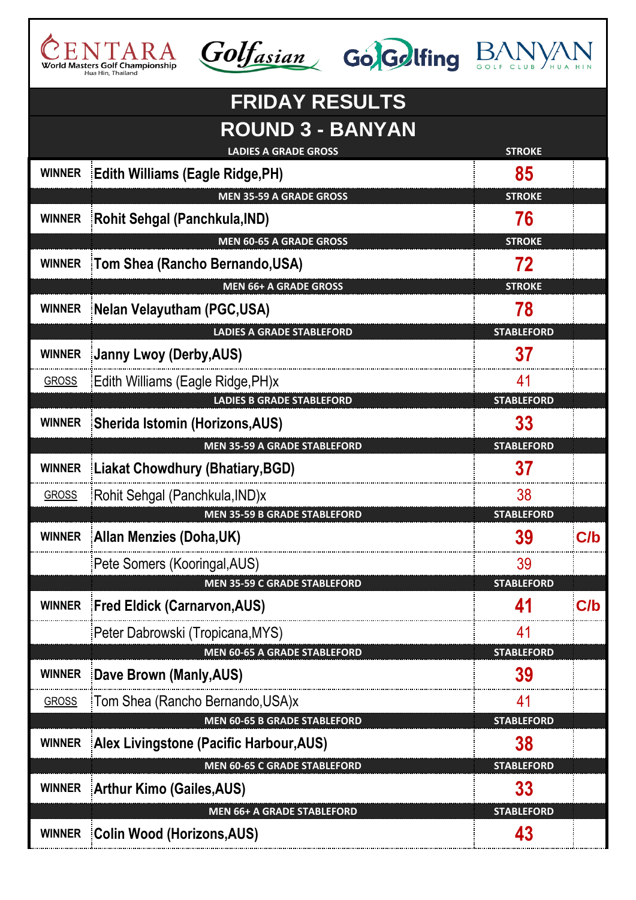CENTARA World Masters Golf Championship Hua Hin, Thailand · Golfasian · GoGolfing · BANYAN GOLF CLUB HUA HIN

# FRIDAY RESULTS

## ROUND 3 - BANYAN

| | LADIES A GRADE GROSS | STROKE | |
|---|---|---|---|
| WINNER | **Edith Williams (Eagle Ridge,PH)** | **85** | |
| | **MEN 35-59 A GRADE GROSS** | **STROKE** | |
| WINNER | **Rohit Sehgal (Panchkula,IND)** | **76** | |
| | **MEN 60-65 A GRADE GROSS** | **STROKE** | |
| WINNER | **Tom Shea (Rancho Bernando,USA)** | **72** | |
| | **MEN 66+ A GRADE GROSS** | **STROKE** | |
| WINNER | **Nelan Velayutham (PGC,USA)** | **78** | |
| | **LADIES A GRADE STABLEFORD** | **STABLEFORD** | |
| WINNER | **Janny Lwoy (Derby,AUS)** | **37** | |
| GROSS | Edith Williams (Eagle Ridge,PH)x | 41 | |
| | **LADIES B GRADE STABLEFORD** | **STABLEFORD** | |
| WINNER | **Sherida Istomin (Horizons,AUS)** | **33** | |
| | **MEN 35-59 A GRADE STABLEFORD** | **STABLEFORD** | |
| WINNER | **Liakat Chowdhury (Bhatiary,BGD)** | **37** | |
| GROSS | Rohit Sehgal (Panchkula,IND)x | 38 | |
| | **MEN 35-59 B GRADE STABLEFORD** | **STABLEFORD** | |
| WINNER | **Allan Menzies (Doha,UK)** | **39** | **C/b** |
| | Pete Somers (Kooringal,AUS) | 39 | |
| | **MEN 35-59 C GRADE STABLEFORD** | **STABLEFORD** | |
| WINNER | **Fred Eldick (Carnarvon,AUS)** | **41** | **C/b** |
| | Peter Dabrowski (Tropicana,MYS) | 41 | |
| | **MEN 60-65 A GRADE STABLEFORD** | **STABLEFORD** | |
| WINNER | **Dave Brown (Manly,AUS)** | **39** | |
| GROSS | Tom Shea (Rancho Bernando,USA)x | 41 | |
| | **MEN 60-65 B GRADE STABLEFORD** | **STABLEFORD** | |
| WINNER | **Alex Livingstone (Pacific Harbour,AUS)** | **38** | |
| | **MEN 60-65 C GRADE STABLEFORD** | **STABLEFORD** | |
| WINNER | **Arthur Kimo (Gailes,AUS)** | **33** | |
| | **MEN 66+ A GRADE STABLEFORD** | **STABLEFORD** | |
| WINNER | **Colin Wood (Horizons,AUS)** | **43** | |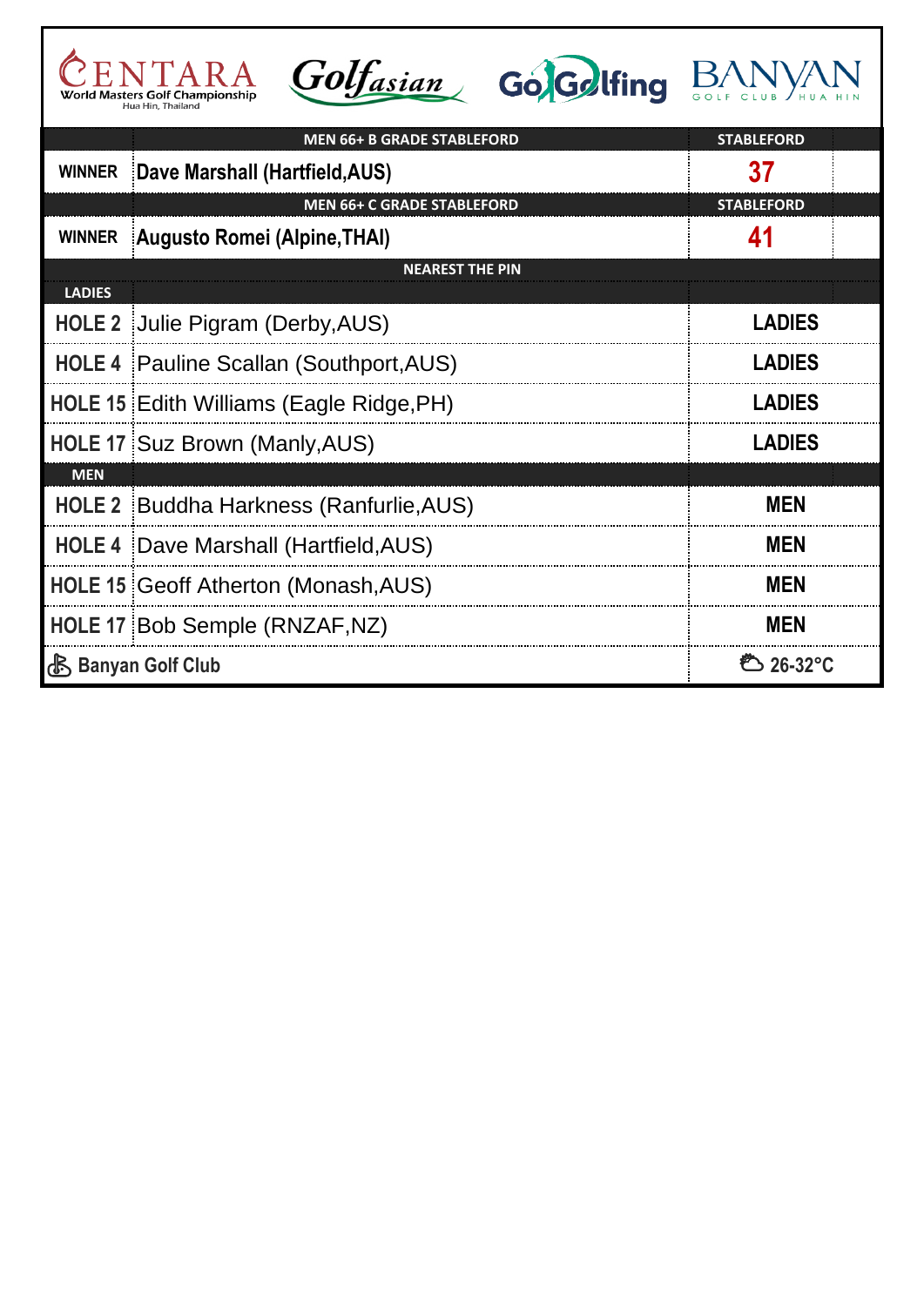CENTARA World Masters Golf Championship Hua Hin, Thailand | Golfasian | GoGolfing | BANYAN GOLF CLUB HUA HIN

| | MEN 66+ B GRADE STABLEFORD | STABLEFORD |
|---|---|---|
| WINNER | **Dave Marshall (Hartfield,AUS)** | **37** |
| | MEN 66+ C GRADE STABLEFORD | STABLEFORD |
| WINNER | **Augusto Romei (Alpine,THAI)** | **41** |
| | NEAREST THE PIN | |
| LADIES | | |
| HOLE 2 | Julie Pigram (Derby,AUS) | LADIES |
| HOLE 4 | Pauline Scallan (Southport,AUS) | LADIES |
| HOLE 15 | Edith Williams (Eagle Ridge,PH) | LADIES |
| HOLE 17 | Suz Brown (Manly,AUS) | LADIES |
| MEN | | |
| HOLE 2 | Buddha Harkness (Ranfurlie,AUS) | MEN |
| HOLE 4 | Dave Marshall (Hartfield,AUS) | MEN |
| HOLE 15 | Geoff Atherton (Monash,AUS) | MEN |
| HOLE 17 | Bob Semple (RNZAF,NZ) | MEN |
| Banyan Golf Club | | 26-32°C |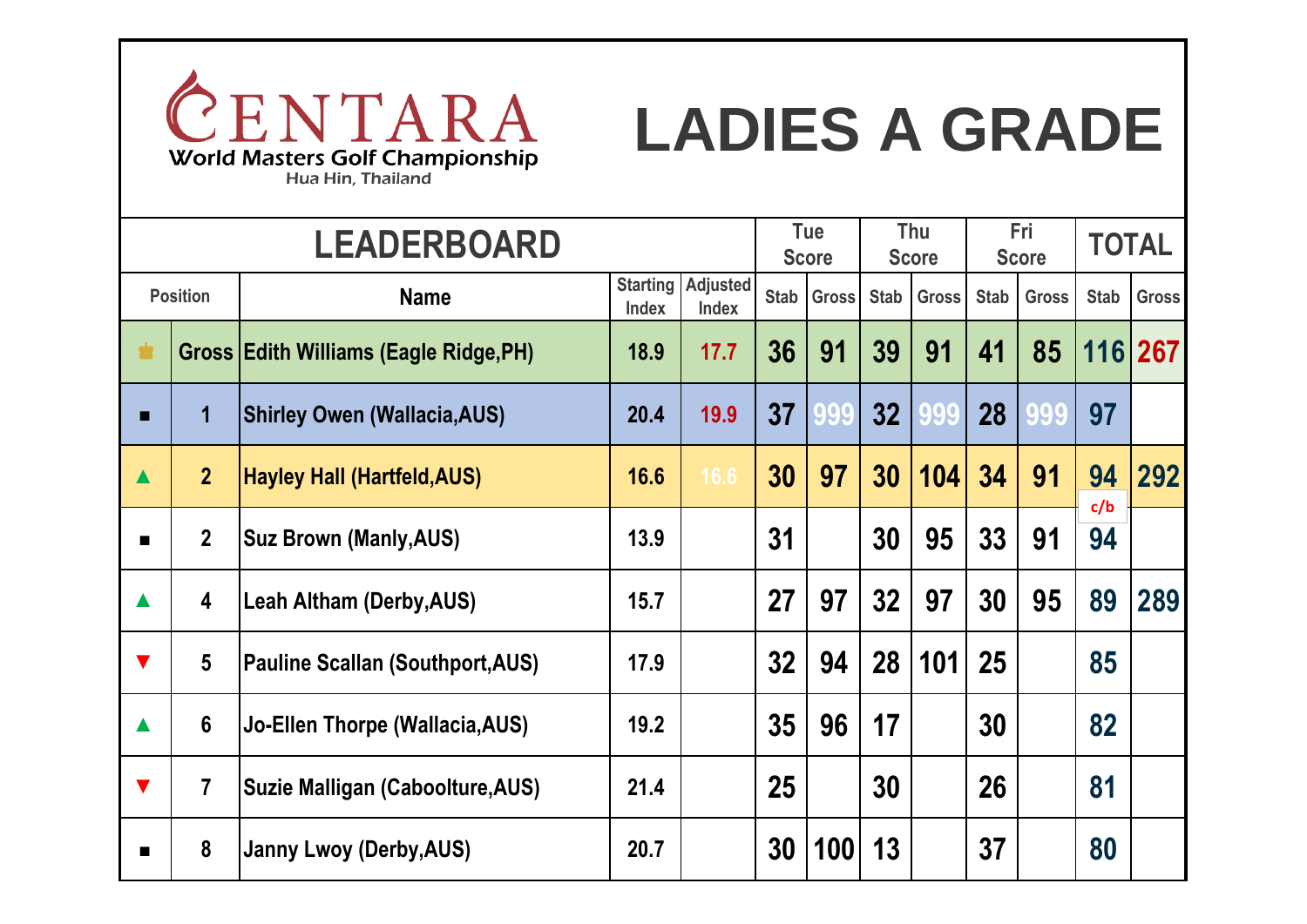CENTARA World Masters Golf Championship
Hua Hin, Thailand

# LADIES A GRADE

| LEADERBOARD | | | | | Tue Score | | Thu Score | | Fri Score | | TOTAL | |
|---|---|---|---|---|---|---|---|---|---|---|---|---|
| Position | | Name | Starting Index | Adjusted Index | Stab | Gross | Stab | Gross | Stab | Gross | Stab | Gross |
| ♛ | Gross | Edith Williams (Eagle Ridge,PH) | 18.9 | 17.7 | 36 | 91 | 39 | 91 | 41 | 85 | 116 | 267 |
| ■ | 1 | Shirley Owen (Wallacia,AUS) | 20.4 | 19.9 | 37 | 999 | 32 | 999 | 28 | 999 | 97 | |
| ▲ | 2 | Hayley Hall (Hartfeld,AUS) | 16.6 | 16.6 | 30 | 97 | 30 | 104 | 34 | 91 | 94 c/b | 292 |
| ■ | 2 | Suz Brown (Manly,AUS) | 13.9 | | 31 | | 30 | 95 | 33 | 91 | 94 | |
| ▲ | 4 | Leah Altham (Derby,AUS) | 15.7 | | 27 | 97 | 32 | 97 | 30 | 95 | 89 | 289 |
| ▼ | 5 | Pauline Scallan (Southport,AUS) | 17.9 | | 32 | 94 | 28 | 101 | 25 | | 85 | |
| ▲ | 6 | Jo-Ellen Thorpe (Wallacia,AUS) | 19.2 | | 35 | 96 | 17 | | 30 | | 82 | |
| ▼ | 7 | Suzie Malligan (Caboolture,AUS) | 21.4 | | 25 | | 30 | | 26 | | 81 | |
| ■ | 8 | Janny Lwoy (Derby,AUS) | 20.7 | | 30 | 100 | 13 | | 37 | | 80 | |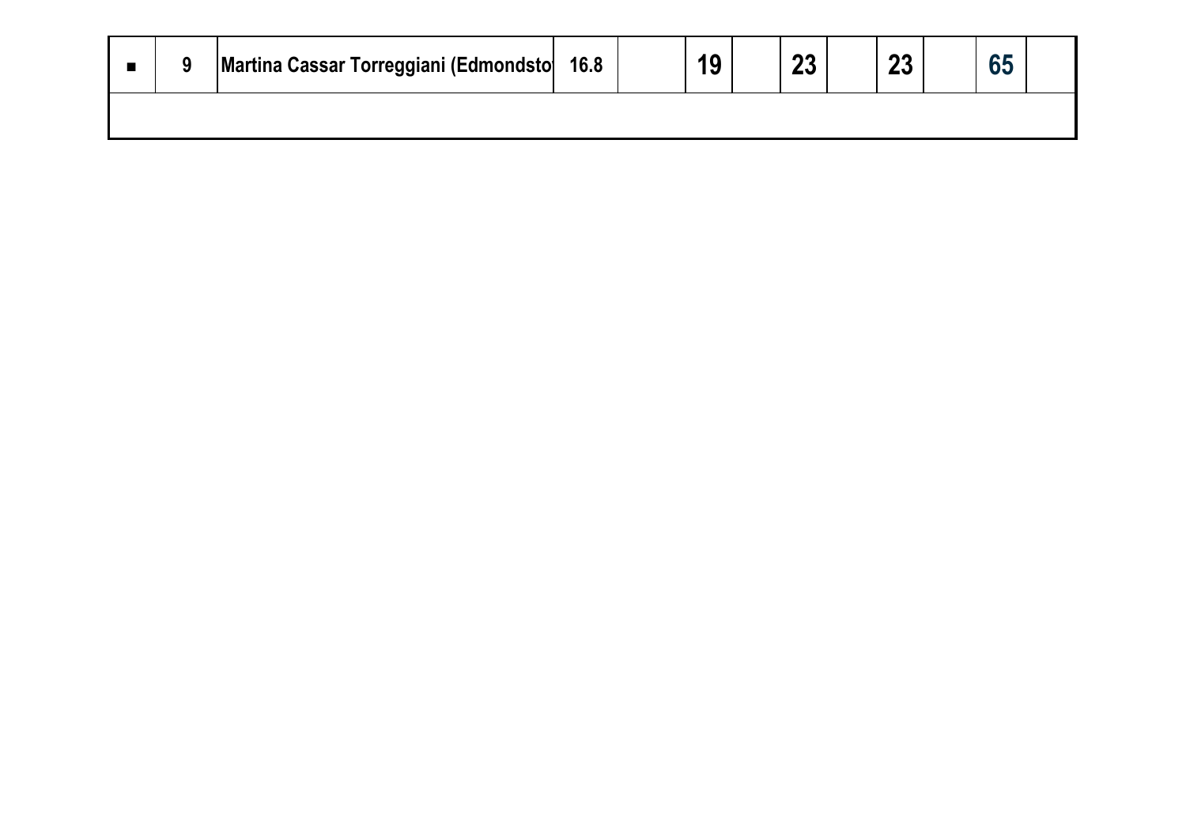| ■ | 9 | Martina Cassar Torreggiani (Edmondsto | 16.8 | | 19 | | 23 | | 23 | | 65 | |
|---|---|---|---|---|---|---|---|---|---|---|---|---|
| | | | | | | | | | | | | |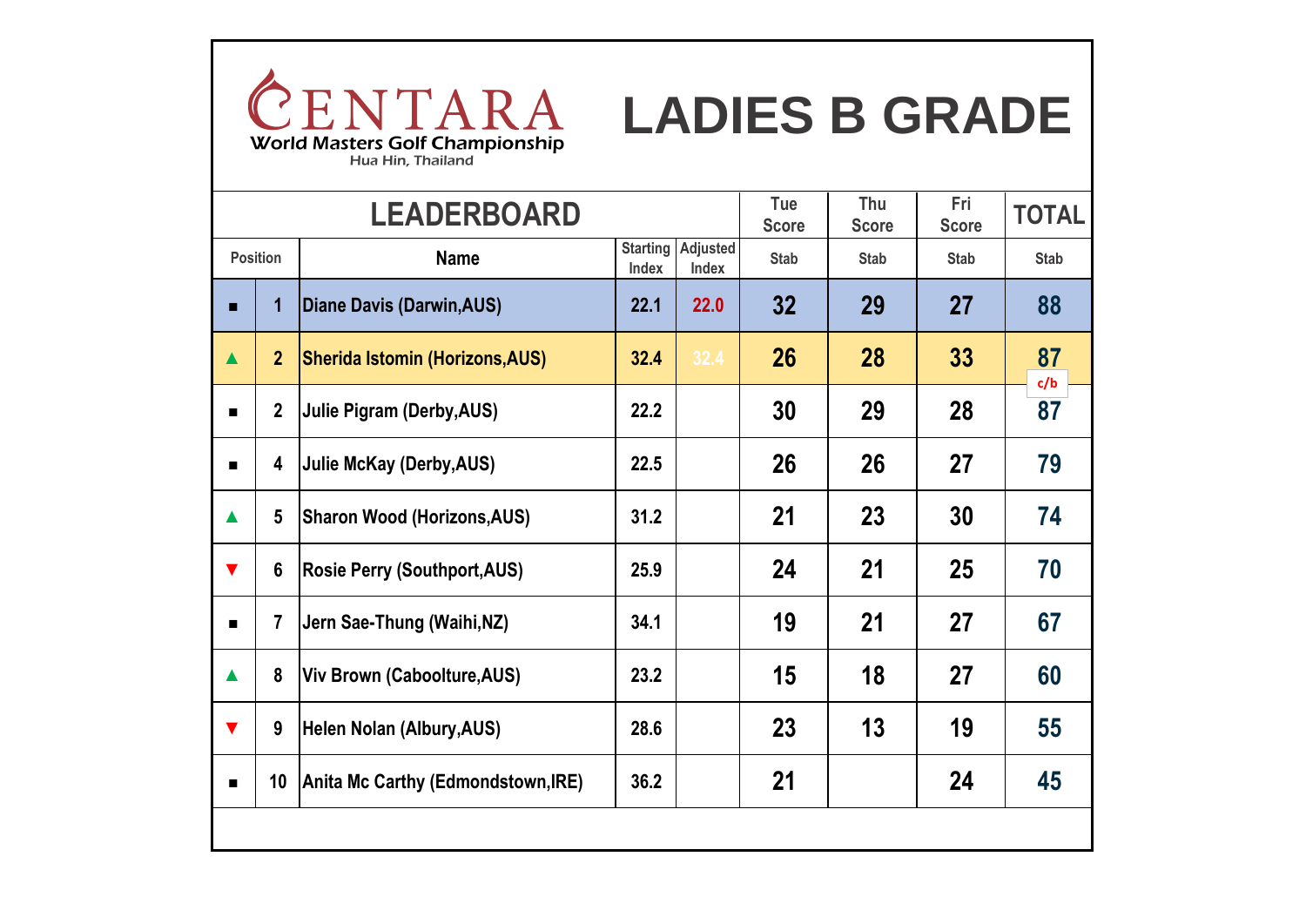CENTARA
World Masters Golf Championship
Hua Hin, Thailand

# LADIES B GRADE

| LEADERBOARD | | | | | Tue Score | Thu Score | Fri Score | TOTAL |
|---|---|---|---|---|---|---|---|---|
| Position | | Name | Starting Index | Adjusted Index | Stab | Stab | Stab | Stab |
| ■ | 1 | Diane Davis (Darwin,AUS) | 22.1 | 22.0 | 32 | 29 | 27 | 88 |
| ▲ | 2 | Sherida Istomin (Horizons,AUS) | 32.4 | 32.4 | 26 | 28 | 33 | 87 c/b |
| ■ | 2 | Julie Pigram (Derby,AUS) | 22.2 | | 30 | 29 | 28 | 87 |
| ■ | 4 | Julie McKay (Derby,AUS) | 22.5 | | 26 | 26 | 27 | 79 |
| ▲ | 5 | Sharon Wood (Horizons,AUS) | 31.2 | | 21 | 23 | 30 | 74 |
| ▼ | 6 | Rosie Perry (Southport,AUS) | 25.9 | | 24 | 21 | 25 | 70 |
| ■ | 7 | Jern Sae-Thung (Waihi,NZ) | 34.1 | | 19 | 21 | 27 | 67 |
| ▲ | 8 | Viv Brown (Caboolture,AUS) | 23.2 | | 15 | 18 | 27 | 60 |
| ▼ | 9 | Helen Nolan (Albury,AUS) | 28.6 | | 23 | 13 | 19 | 55 |
| ■ | 10 | Anita Mc Carthy (Edmondstown,IRE) | 36.2 | | 21 | | 24 | 45 |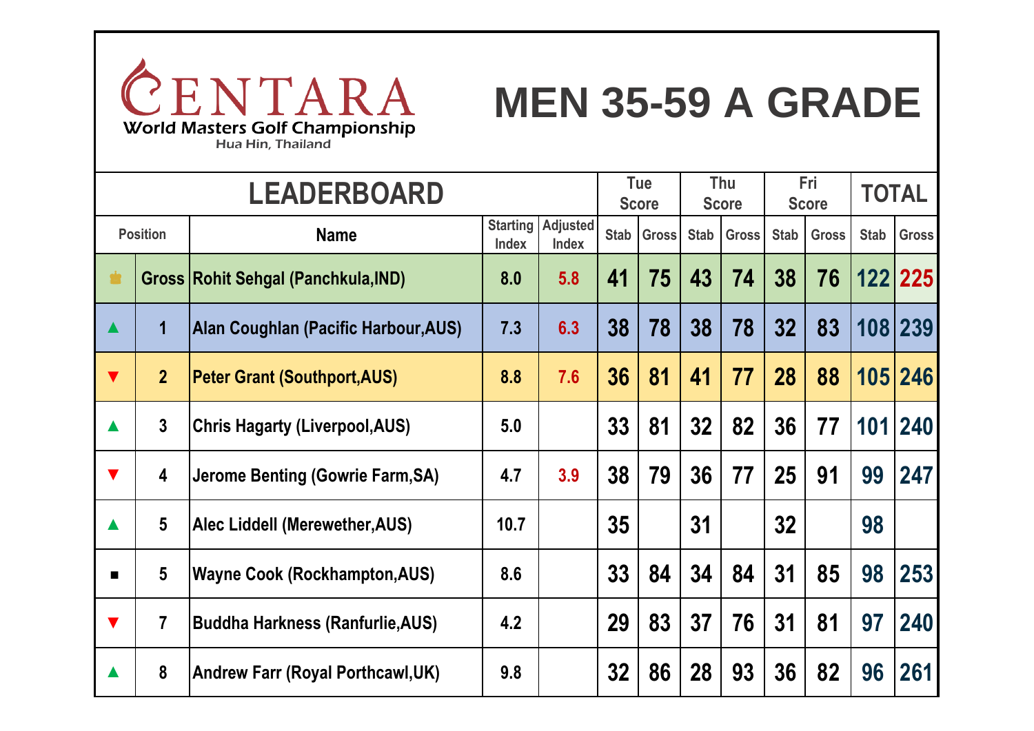# CENTARA

World Masters Golf Championship

Hua Hin, Thailand

# MEN 35-59 A GRADE

| LEADERBOARD | | | | | Tue Score | | Thu Score | | Fri Score | | TOTAL | |
|---|---|---|---|---|---|---|---|---|---|---|---|---|
| Position | | Name | Starting Index | Adjusted Index | Stab | Gross | Stab | Gross | Stab | Gross | Stab | Gross |
| ♛ | Gross | Rohit Sehgal (Panchkula,IND) | 8.0 | 5.8 | 41 | 75 | 43 | 74 | 38 | 76 | 122 | 225 |
| ▲ | 1 | Alan Coughlan (Pacific Harbour,AUS) | 7.3 | 6.3 | 38 | 78 | 38 | 78 | 32 | 83 | 108 | 239 |
| ▼ | 2 | Peter Grant (Southport,AUS) | 8.8 | 7.6 | 36 | 81 | 41 | 77 | 28 | 88 | 105 | 246 |
| ▲ | 3 | Chris Hagarty (Liverpool,AUS) | 5.0 | | 33 | 81 | 32 | 82 | 36 | 77 | 101 | 240 |
| ▼ | 4 | Jerome Benting (Gowrie Farm,SA) | 4.7 | 3.9 | 38 | 79 | 36 | 77 | 25 | 91 | 99 | 247 |
| ▲ | 5 | Alec Liddell (Merewether,AUS) | 10.7 | | 35 | | 31 | | 32 | | 98 | |
| ■ | 5 | Wayne Cook (Rockhampton,AUS) | 8.6 | | 33 | 84 | 34 | 84 | 31 | 85 | 98 | 253 |
| ▼ | 7 | Buddha Harkness (Ranfurlie,AUS) | 4.2 | | 29 | 83 | 37 | 76 | 31 | 81 | 97 | 240 |
| ▲ | 8 | Andrew Farr (Royal Porthcawl,UK) | 9.8 | | 32 | 86 | 28 | 93 | 36 | 82 | 96 | 261 |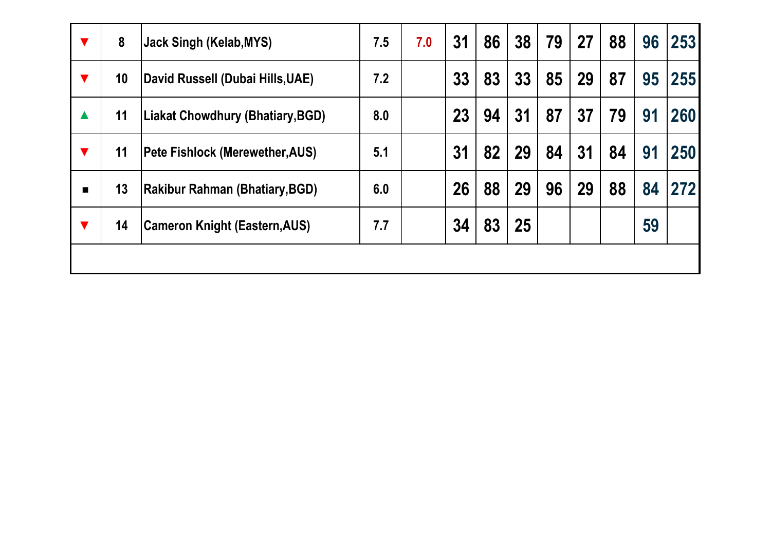| | | | | | | | | | | | | |
|---|---|---|---|---|---|---|---|---|---|---|---|---|
| ▼ | 8 | Jack Singh (Kelab,MYS) | 7.5 | 7.0 | 31 | 86 | 38 | 79 | 27 | 88 | 96 | 253 |
| ▼ | 10 | David Russell (Dubai Hills,UAE) | 7.2 | | 33 | 83 | 33 | 85 | 29 | 87 | 95 | 255 |
| ▲ | 11 | Liakat Chowdhury (Bhatiary,BGD) | 8.0 | | 23 | 94 | 31 | 87 | 37 | 79 | 91 | 260 |
| ▼ | 11 | Pete Fishlock (Merewether,AUS) | 5.1 | | 31 | 82 | 29 | 84 | 31 | 84 | 91 | 250 |
| ■ | 13 | Rakibur Rahman (Bhatiary,BGD) | 6.0 | | 26 | 88 | 29 | 96 | 29 | 88 | 84 | 272 |
| ▼ | 14 | Cameron Knight (Eastern,AUS) | 7.7 | | 34 | 83 | 25 | | | | 59 | |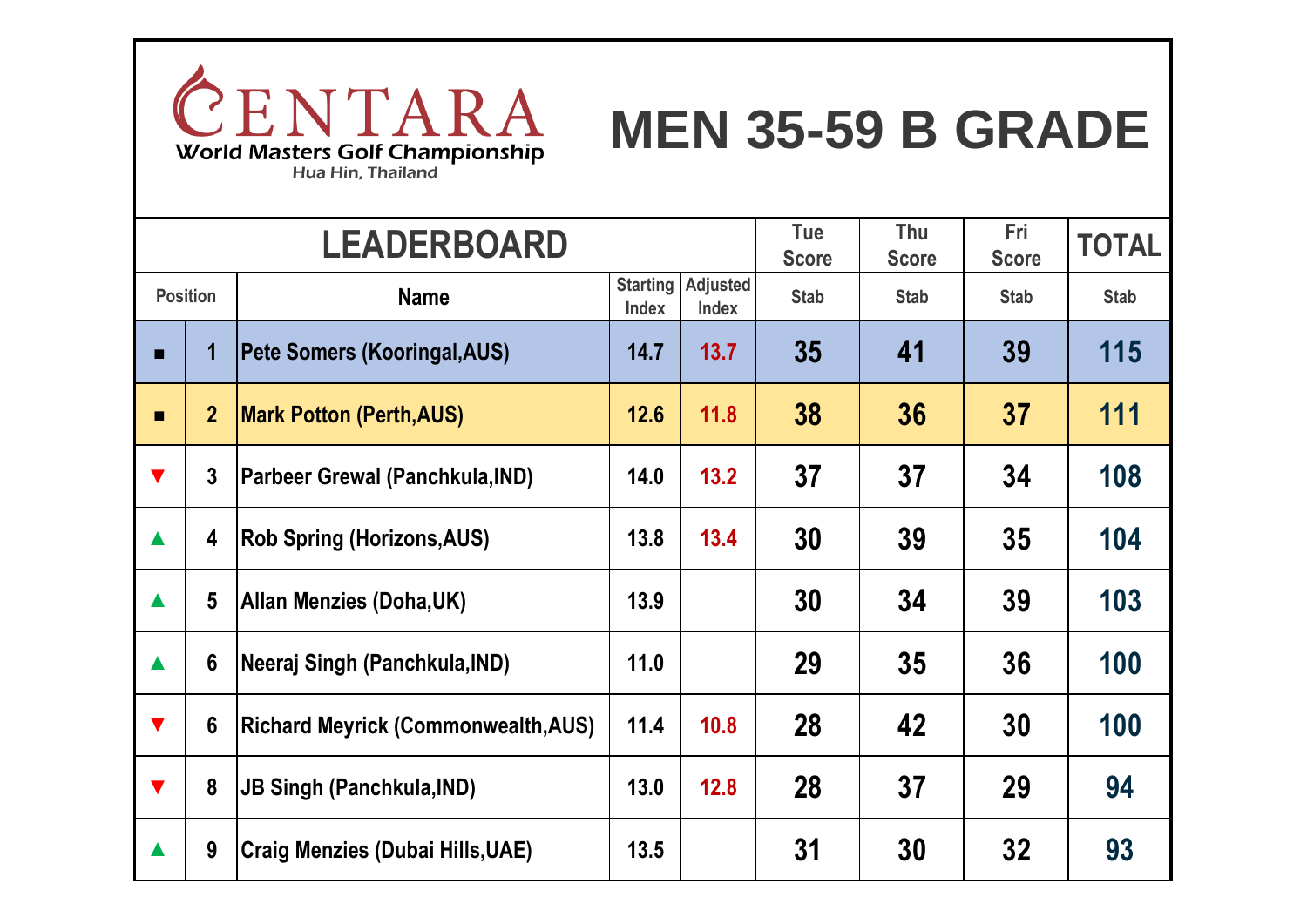CENTARA
World Masters Golf Championship
Hua Hin, Thailand

# MEN 35-59 B GRADE

| LEADERBOARD | | | | | Tue Score | Thu Score | Fri Score | TOTAL |
|---|---|---|---|---|---|---|---|---|
| Position | | Name | Starting Index | Adjusted Index | Stab | Stab | Stab | Stab |
| ■ | 1 | Pete Somers (Kooringal,AUS) | 14.7 | 13.7 | 35 | 41 | 39 | 115 |
| ■ | 2 | Mark Potton (Perth,AUS) | 12.6 | 11.8 | 38 | 36 | 37 | 111 |
| ▼ | 3 | Parbeer Grewal (Panchkula,IND) | 14.0 | 13.2 | 37 | 37 | 34 | 108 |
| ▲ | 4 | Rob Spring (Horizons,AUS) | 13.8 | 13.4 | 30 | 39 | 35 | 104 |
| ▲ | 5 | Allan Menzies (Doha,UK) | 13.9 | | 30 | 34 | 39 | 103 |
| ▲ | 6 | Neeraj Singh (Panchkula,IND) | 11.0 | | 29 | 35 | 36 | 100 |
| ▼ | 6 | Richard Meyrick (Commonwealth,AUS) | 11.4 | 10.8 | 28 | 42 | 30 | 100 |
| ▼ | 8 | JB Singh (Panchkula,IND) | 13.0 | 12.8 | 28 | 37 | 29 | 94 |
| ▲ | 9 | Craig Menzies (Dubai Hills,UAE) | 13.5 | | 31 | 30 | 32 | 93 |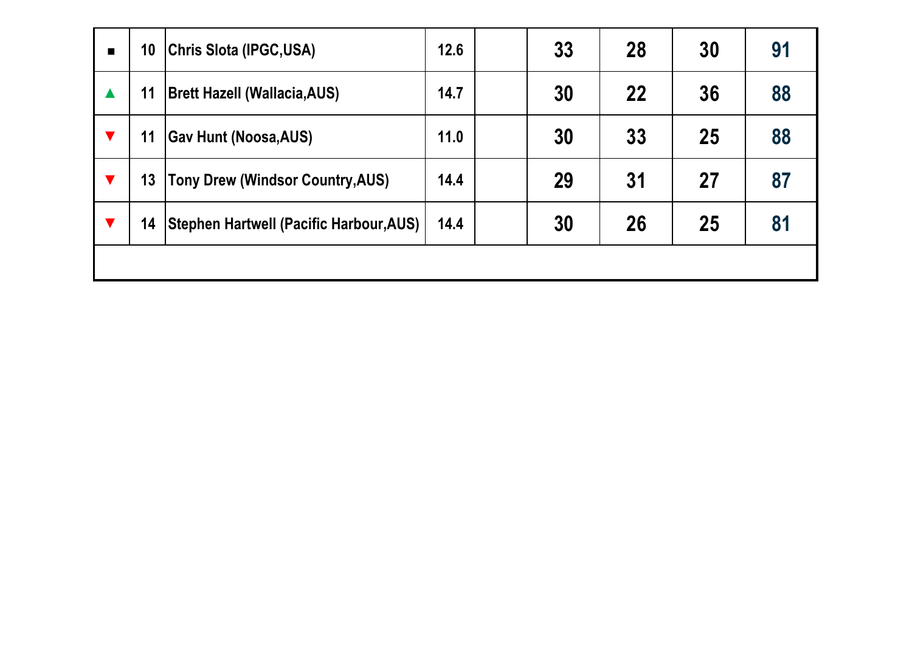| | | | | | | | | |
|---|---|---|---|---|---|---|---|---|
| ■ | 10 | Chris Slota (IPGC,USA) | 12.6 | | 33 | 28 | 30 | 91 |
| ▲ | 11 | Brett Hazell (Wallacia,AUS) | 14.7 | | 30 | 22 | 36 | 88 |
| ▼ | 11 | Gav Hunt (Noosa,AUS) | 11.0 | | 30 | 33 | 25 | 88 |
| ▼ | 13 | Tony Drew (Windsor Country,AUS) | 14.4 | | 29 | 31 | 27 | 87 |
| ▼ | 14 | Stephen Hartwell (Pacific Harbour,AUS) | 14.4 | | 30 | 26 | 25 | 81 |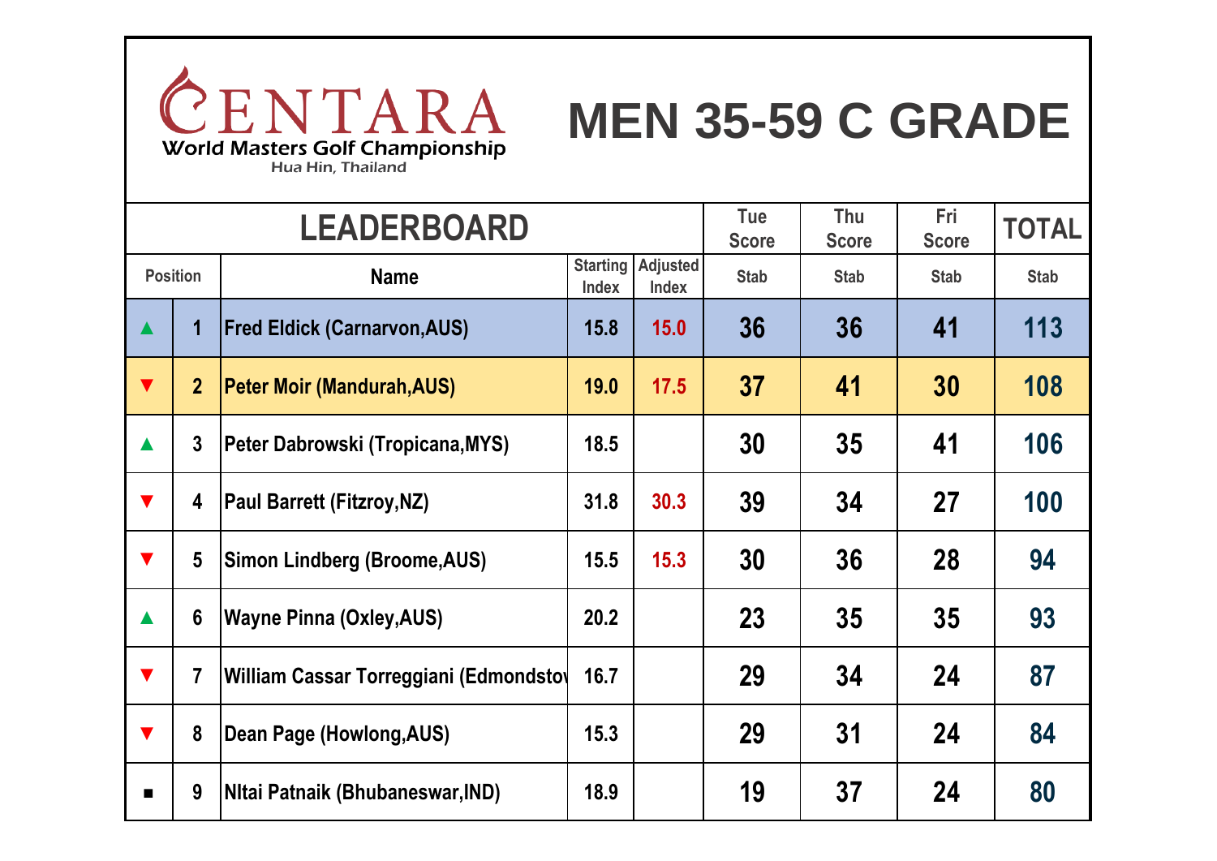CENTARA
World Masters Golf Championship
Hua Hin, Thailand

# MEN 35-59 C GRADE

| LEADERBOARD | | | | | Tue Score | Thu Score | Fri Score | TOTAL |
|---|---|---|---|---|---|---|---|---|
| Position | | Name | Starting Index | Adjusted Index | Stab | Stab | Stab | Stab |
| ▲ | 1 | Fred Eldick (Carnarvon,AUS) | 15.8 | 15.0 | 36 | 36 | 41 | 113 |
| ▼ | 2 | Peter Moir (Mandurah,AUS) | 19.0 | 17.5 | 37 | 41 | 30 | 108 |
| ▲ | 3 | Peter Dabrowski (Tropicana,MYS) | 18.5 | | 30 | 35 | 41 | 106 |
| ▼ | 4 | Paul Barrett (Fitzroy,NZ) | 31.8 | 30.3 | 39 | 34 | 27 | 100 |
| ▼ | 5 | Simon Lindberg (Broome,AUS) | 15.5 | 15.3 | 30 | 36 | 28 | 94 |
| ▲ | 6 | Wayne Pinna (Oxley,AUS) | 20.2 | | 23 | 35 | 35 | 93 |
| ▼ | 7 | William Cassar Torreggiani (Edmondstov | 16.7 | | 29 | 34 | 24 | 87 |
| ▼ | 8 | Dean Page (Howlong,AUS) | 15.3 | | 29 | 31 | 24 | 84 |
| ■ | 9 | NItai Patnaik (Bhubaneswar,IND) | 18.9 | | 19 | 37 | 24 | 80 |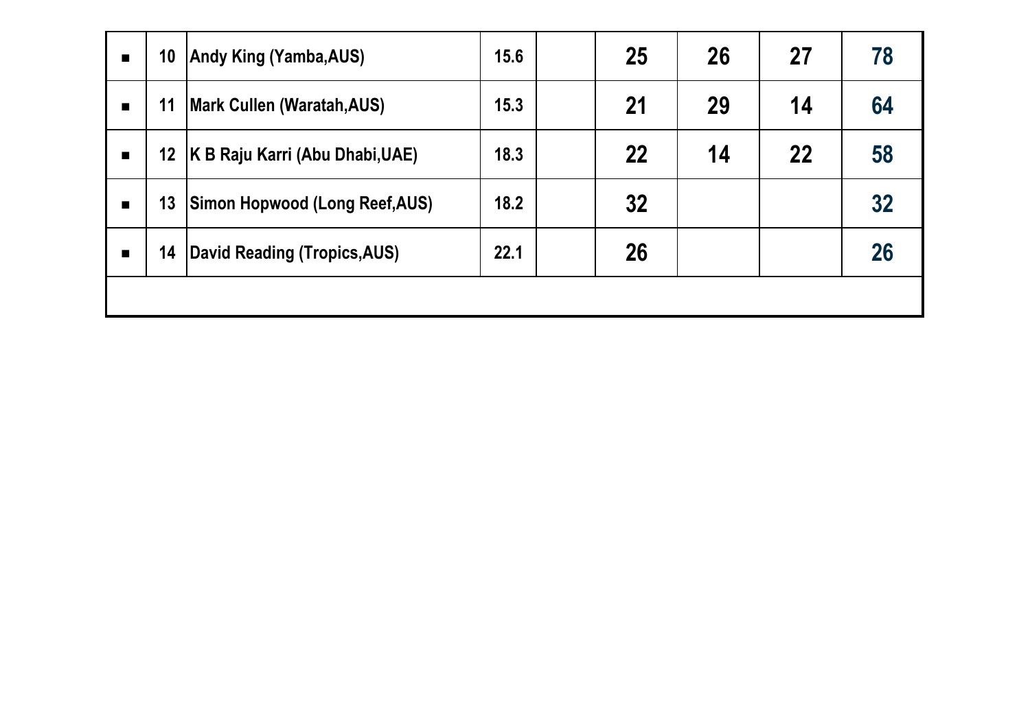| | | | | | | | | |
|---|---|---|---|---|---|---|---|---|
| ■ | 10 | Andy King (Yamba,AUS) | 15.6 | | 25 | 26 | 27 | 78 |
| ■ | 11 | Mark Cullen (Waratah,AUS) | 15.3 | | 21 | 29 | 14 | 64 |
| ■ | 12 | K B Raju Karri (Abu Dhabi,UAE) | 18.3 | | 22 | 14 | 22 | 58 |
| ■ | 13 | Simon Hopwood (Long Reef,AUS) | 18.2 | | 32 | | | 32 |
| ■ | 14 | David Reading (Tropics,AUS) | 22.1 | | 26 | | | 26 |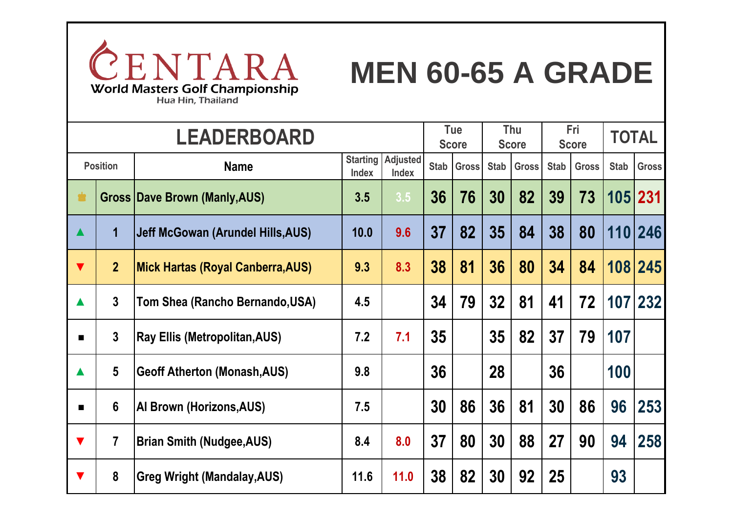**CENTARA**
World Masters Golf Championship
Hua Hin, Thailand

# MEN 60-65 A GRADE

| LEADERBOARD | | | | | Tue Score | | Thu Score | | Fri Score | | TOTAL | |
|---|---|---|---|---|---|---|---|---|---|---|---|---|
| Position | | Name | Starting Index | Adjusted Index | Stab | Gross | Stab | Gross | Stab | Gross | Stab | Gross |
| ♛ | Gross | Dave Brown (Manly,AUS) | 3.5 | 3.5 | 36 | 76 | 30 | 82 | 39 | 73 | 105 | 231 |
| ▲ | 1 | Jeff McGowan (Arundel Hills,AUS) | 10.0 | 9.6 | 37 | 82 | 35 | 84 | 38 | 80 | 110 | 246 |
| ▼ | 2 | Mick Hartas (Royal Canberra,AUS) | 9.3 | 8.3 | 38 | 81 | 36 | 80 | 34 | 84 | 108 | 245 |
| ▲ | 3 | Tom Shea (Rancho Bernando,USA) | 4.5 | | 34 | 79 | 32 | 81 | 41 | 72 | 107 | 232 |
| ■ | 3 | Ray Ellis (Metropolitan,AUS) | 7.2 | 7.1 | 35 | | 35 | 82 | 37 | 79 | 107 | |
| ▲ | 5 | Geoff Atherton (Monash,AUS) | 9.8 | | 36 | | 28 | | 36 | | 100 | |
| ■ | 6 | Al Brown (Horizons,AUS) | 7.5 | | 30 | 86 | 36 | 81 | 30 | 86 | 96 | 253 |
| ▼ | 7 | Brian Smith (Nudgee,AUS) | 8.4 | 8.0 | 37 | 80 | 30 | 88 | 27 | 90 | 94 | 258 |
| ▼ | 8 | Greg Wright (Mandalay,AUS) | 11.6 | 11.0 | 38 | 82 | 30 | 92 | 25 | | 93 | |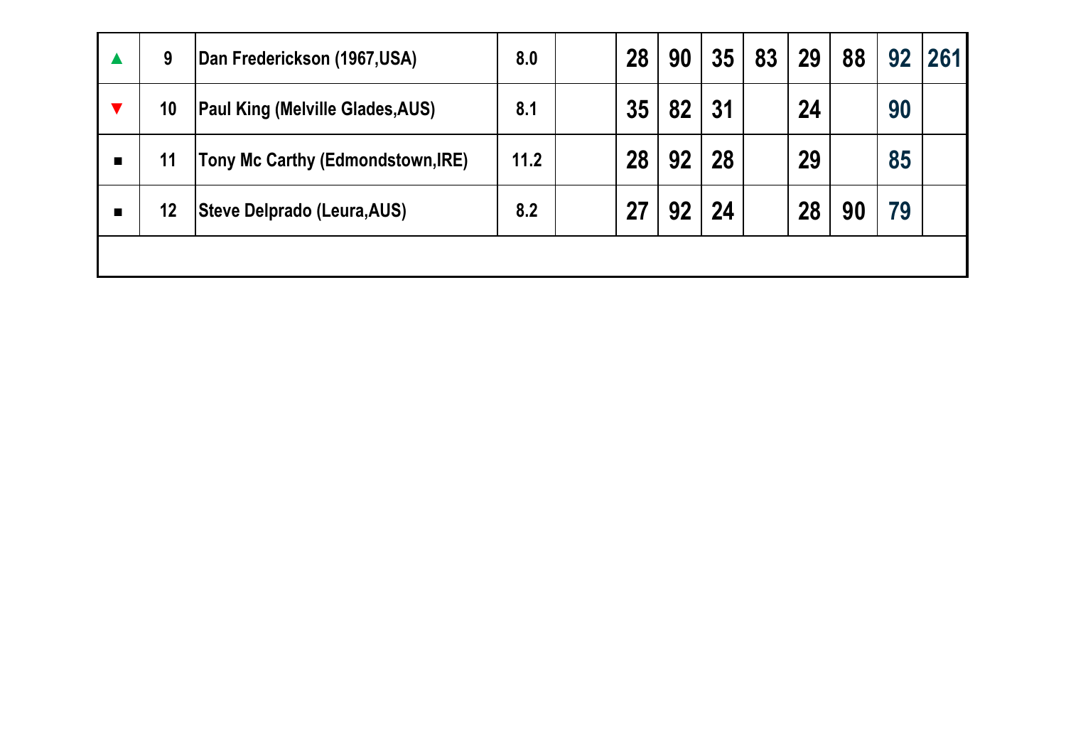| | | | | | | | | | | | | |
|---|---|---|---|---|---|---|---|---|---|---|---|---|
| ▲ | 9 | Dan Frederickson (1967,USA) | 8.0 | | 28 | 90 | 35 | 83 | 29 | 88 | 92 | 261 |
| ▼ | 10 | Paul King (Melville Glades,AUS) | 8.1 | | 35 | 82 | 31 | | 24 | | 90 | |
| ■ | 11 | Tony Mc Carthy (Edmondstown,IRE) | 11.2 | | 28 | 92 | 28 | | 29 | | 85 | |
| ■ | 12 | Steve Delprado (Leura,AUS) | 8.2 | | 27 | 92 | 24 | | 28 | 90 | 79 | |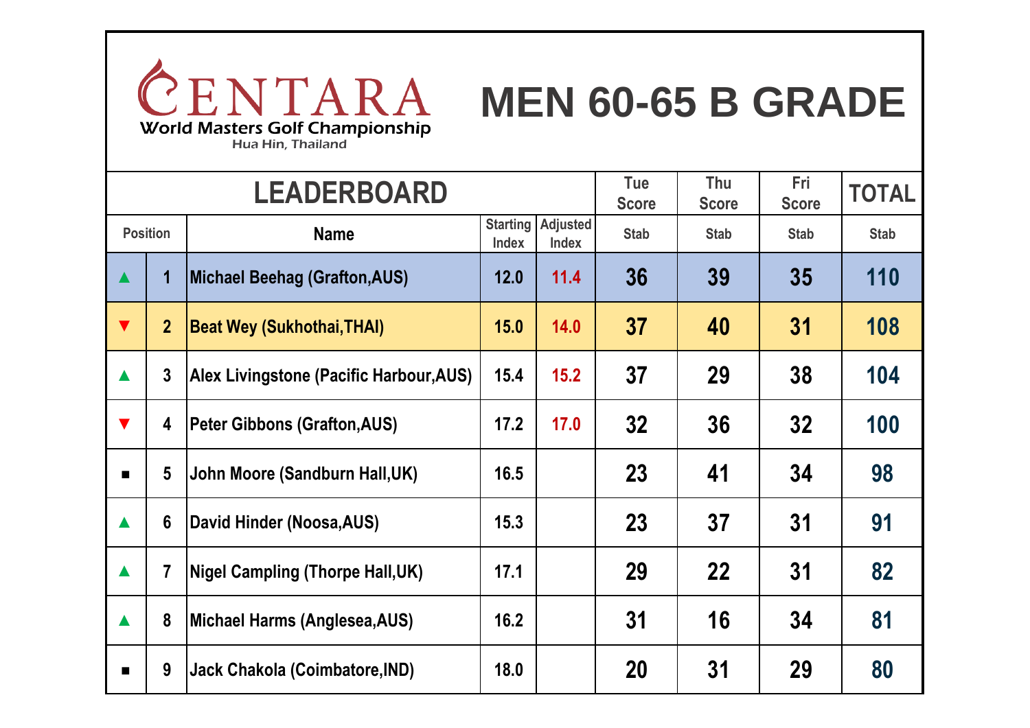CENTARA
World Masters Golf Championship
Hua Hin, Thailand

# MEN 60-65 B GRADE

| LEADERBOARD | | | | | Tue Score | Thu Score | Fri Score | TOTAL |
|---|---|---|---|---|---|---|---|---|
| Position | | Name | Starting Index | Adjusted Index | Stab | Stab | Stab | Stab |
| ▲ | 1 | Michael Beehag (Grafton,AUS) | 12.0 | 11.4 | 36 | 39 | 35 | 110 |
| ▼ | 2 | Beat Wey (Sukhothai,THAI) | 15.0 | 14.0 | 37 | 40 | 31 | 108 |
| ▲ | 3 | Alex Livingstone (Pacific Harbour,AUS) | 15.4 | 15.2 | 37 | 29 | 38 | 104 |
| ▼ | 4 | Peter Gibbons (Grafton,AUS) | 17.2 | 17.0 | 32 | 36 | 32 | 100 |
| ■ | 5 | John Moore (Sandburn Hall,UK) | 16.5 | | 23 | 41 | 34 | 98 |
| ▲ | 6 | David Hinder (Noosa,AUS) | 15.3 | | 23 | 37 | 31 | 91 |
| ▲ | 7 | Nigel Campling (Thorpe Hall,UK) | 17.1 | | 29 | 22 | 31 | 82 |
| ▲ | 8 | Michael Harms (Anglesea,AUS) | 16.2 | | 31 | 16 | 34 | 81 |
| ■ | 9 | Jack Chakola (Coimbatore,IND) | 18.0 | | 20 | 31 | 29 | 80 |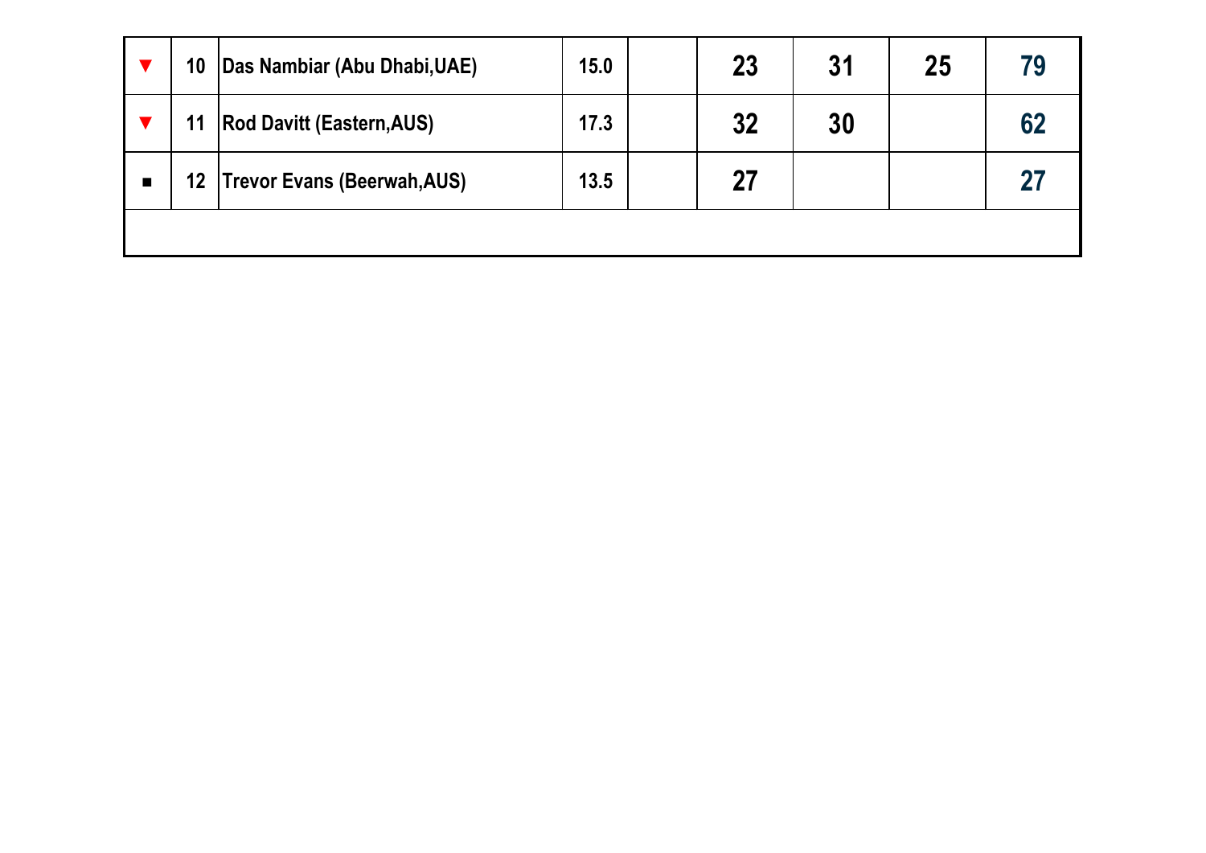| | | | | | | | | |
|---|---|---|---|---|---|---|---|---|
| ▼ | 10 | Das Nambiar (Abu Dhabi,UAE) | 15.0 | | 23 | 31 | 25 | 79 |
| ▼ | 11 | Rod Davitt (Eastern,AUS) | 17.3 | | 32 | 30 | | 62 |
| ■ | 12 | Trevor Evans (Beerwah,AUS) | 13.5 | | 27 | | | 27 |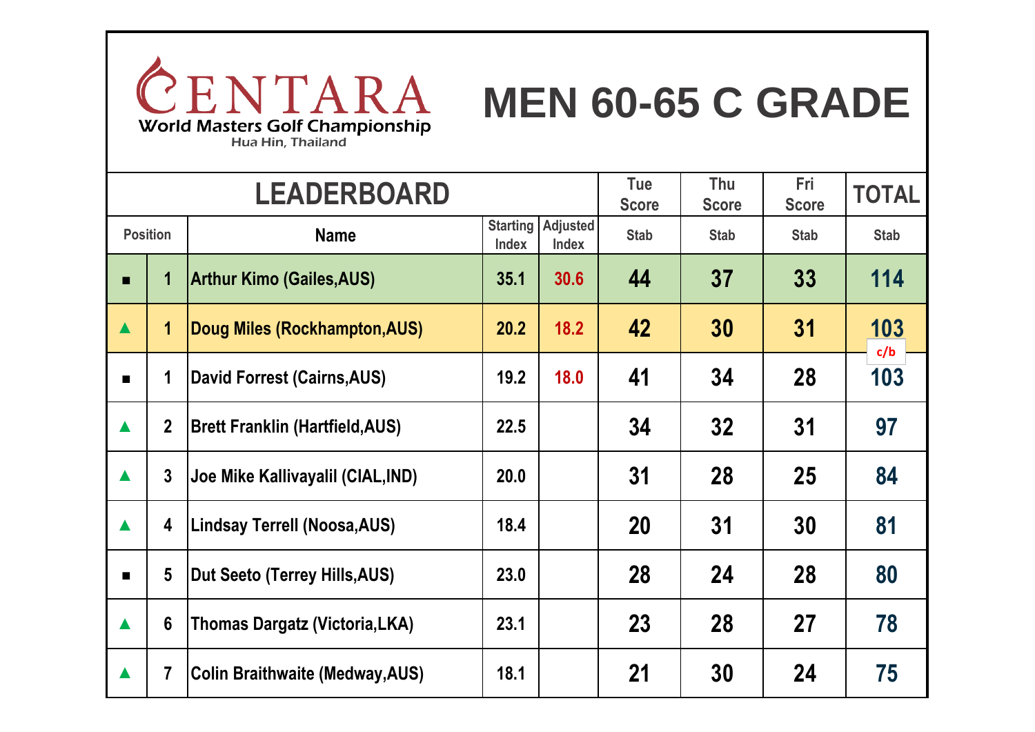CENTARA
World Masters Golf Championship
Hua Hin, Thailand

# MEN 60-65 C GRADE

| LEADERBOARD | | | | | Tue Score | Thu Score | Fri Score | TOTAL |
|---|---|---|---|---|---|---|---|---|
| Position | | Name | Starting Index | Adjusted Index | Stab | Stab | Stab | Stab |
| ■ | 1 | Arthur Kimo (Gailes,AUS) | 35.1 | 30.6 | 44 | 37 | 33 | 114 |
| ▲ | 1 | Doug Miles (Rockhampton,AUS) | 20.2 | 18.2 | 42 | 30 | 31 | 103 c/b |
| ■ | 1 | David Forrest (Cairns,AUS) | 19.2 | 18.0 | 41 | 34 | 28 | 103 |
| ▲ | 2 | Brett Franklin (Hartfield,AUS) | 22.5 | | 34 | 32 | 31 | 97 |
| ▲ | 3 | Joe Mike Kallivayalil (CIAL,IND) | 20.0 | | 31 | 28 | 25 | 84 |
| ▲ | 4 | Lindsay Terrell (Noosa,AUS) | 18.4 | | 20 | 31 | 30 | 81 |
| ■ | 5 | Dut Seeto (Terrey Hills,AUS) | 23.0 | | 28 | 24 | 28 | 80 |
| ▲ | 6 | Thomas Dargatz (Victoria,LKA) | 23.1 | | 23 | 28 | 27 | 78 |
| ▲ | 7 | Colin Braithwaite (Medway,AUS) | 18.1 | | 21 | 30 | 24 | 75 |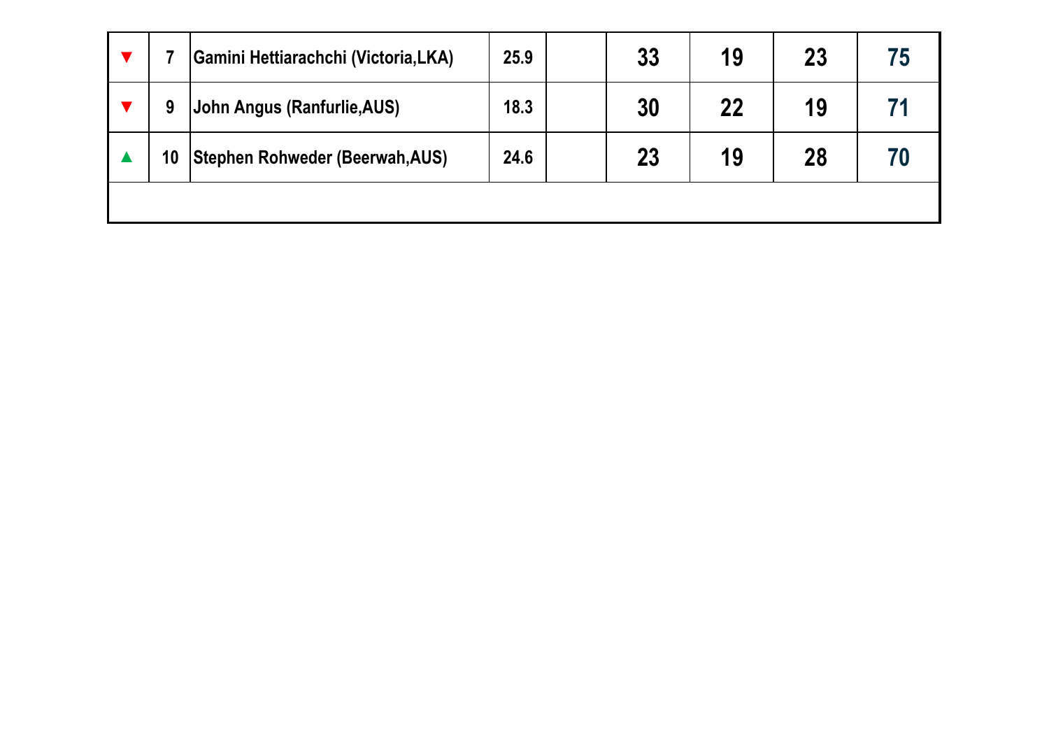| | | | | | | | | |
|---|---|---|---|---|---|---|---|---|
| ▼ | 7 | Gamini Hettiarachchi (Victoria,LKA) | 25.9 | | 33 | 19 | 23 | 75 |
| ▼ | 9 | John Angus (Ranfurlie,AUS) | 18.3 | | 30 | 22 | 19 | 71 |
| ▲ | 10 | Stephen Rohweder (Beerwah,AUS) | 24.6 | | 23 | 19 | 28 | 70 |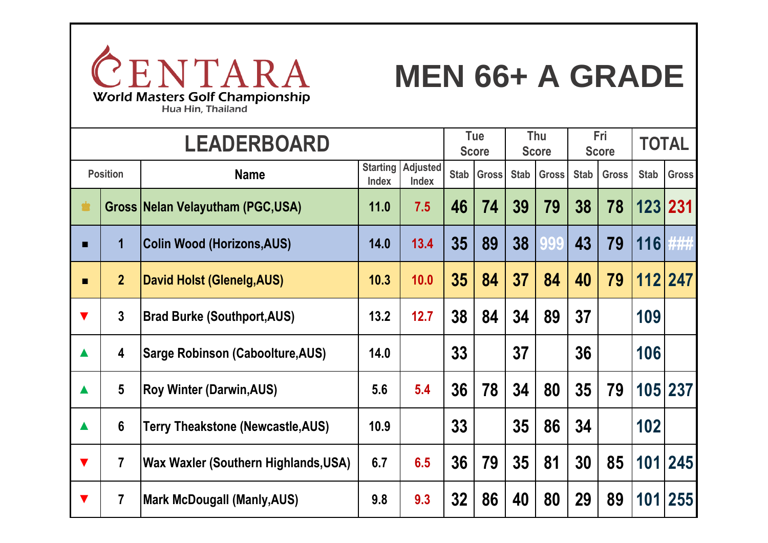CENTARA
World Masters Golf Championship
Hua Hin, Thailand

# MEN 66+ A GRADE

| LEADERBOARD | | | | | Tue Score | | Thu Score | | Fri Score | | TOTAL | |
|---|---|---|---|---|---|---|---|---|---|---|---|---|
| Position | | Name | Starting Index | Adjusted Index | Stab | Gross | Stab | Gross | Stab | Gross | Stab | Gross |
| ♛ | Gross | Nelan Velayutham (PGC,USA) | 11.0 | 7.5 | 46 | 74 | 39 | 79 | 38 | 78 | 123 | 231 |
| ■ | 1 | Colin Wood (Horizons,AUS) | 14.0 | 13.4 | 35 | 89 | 38 | 999 | 43 | 79 | 116 | ### |
| ■ | 2 | David Holst (Glenelg,AUS) | 10.3 | 10.0 | 35 | 84 | 37 | 84 | 40 | 79 | 112 | 247 |
| ▼ | 3 | Brad Burke (Southport,AUS) | 13.2 | 12.7 | 38 | 84 | 34 | 89 | 37 | | 109 | |
| ▲ | 4 | Sarge Robinson (Caboolture,AUS) | 14.0 | | 33 | | 37 | | 36 | | 106 | |
| ▲ | 5 | Roy Winter (Darwin,AUS) | 5.6 | 5.4 | 36 | 78 | 34 | 80 | 35 | 79 | 105 | 237 |
| ▲ | 6 | Terry Theakstone (Newcastle,AUS) | 10.9 | | 33 | | 35 | 86 | 34 | | 102 | |
| ▼ | 7 | Wax Waxler (Southern Highlands,USA) | 6.7 | 6.5 | 36 | 79 | 35 | 81 | 30 | 85 | 101 | 245 |
| ▼ | 7 | Mark McDougall (Manly,AUS) | 9.8 | 9.3 | 32 | 86 | 40 | 80 | 29 | 89 | 101 | 255 |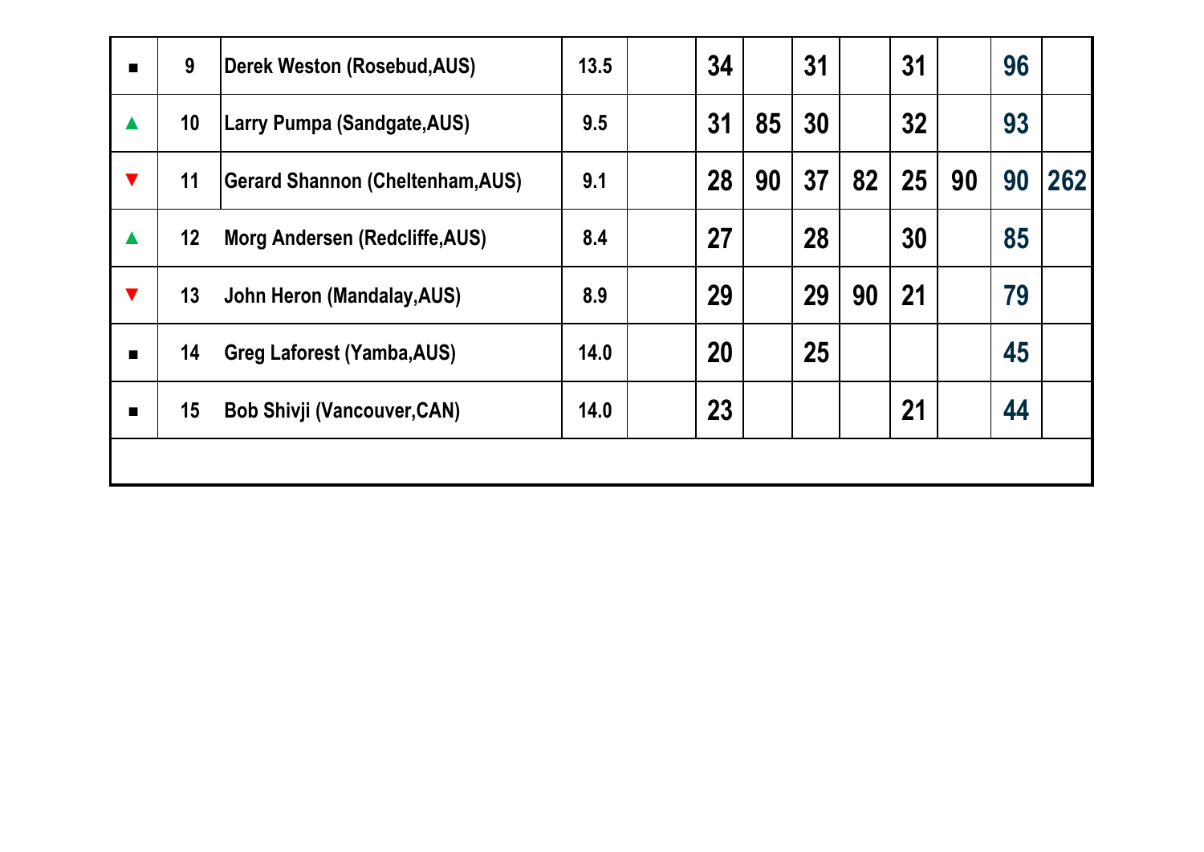| | | | | | | | | | | | | | |
|---|---|---|---|---|---|---|---|---|---|---|---|---|---|
| ■ | 9 | Derek Weston (Rosebud,AUS) | 13.5 | | 34 | | 31 | | 31 | | 96 | |
| ▲ | 10 | Larry Pumpa (Sandgate,AUS) | 9.5 | | 31 | 85 | 30 | | 32 | | 93 | |
| ▼ | 11 | Gerard Shannon (Cheltenham,AUS) | 9.1 | | 28 | 90 | 37 | 82 | 25 | 90 | 90 | 262 |
| ▲ | 12 | Morg Andersen (Redcliffe,AUS) | 8.4 | | 27 | | 28 | | 30 | | 85 | |
| ▼ | 13 | John Heron (Mandalay,AUS) | 8.9 | | 29 | | 29 | 90 | 21 | | 79 | |
| ■ | 14 | Greg Laforest (Yamba,AUS) | 14.0 | | 20 | | 25 | | | | 45 | |
| ■ | 15 | Bob Shivji (Vancouver,CAN) | 14.0 | | 23 | | | | 21 | | 44 | |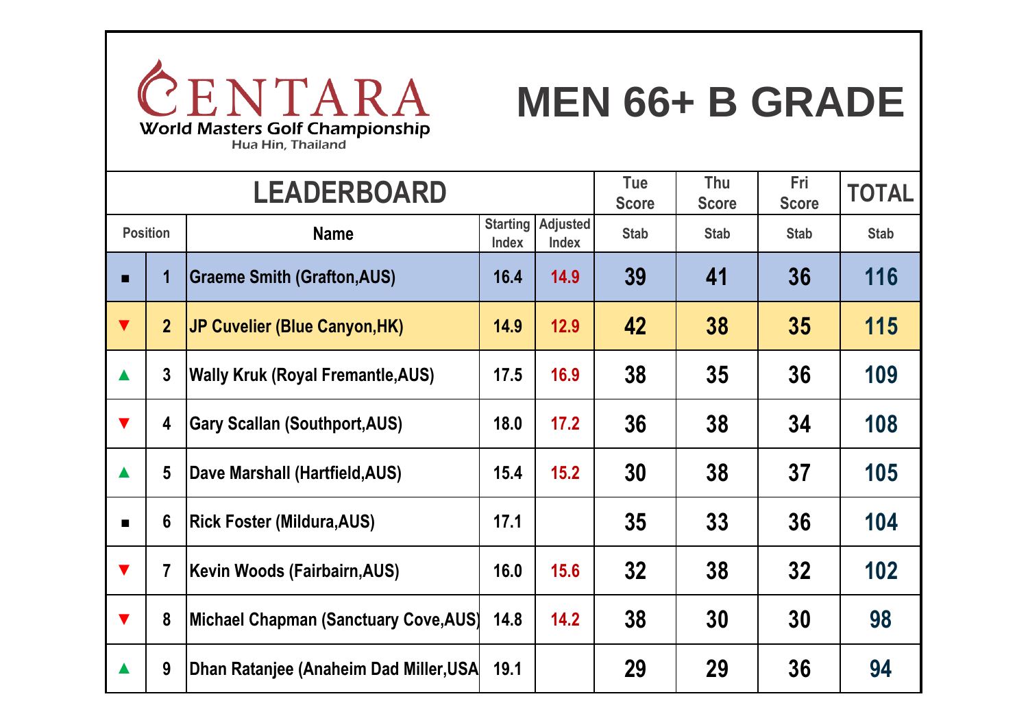CENTARA
World Masters Golf Championship
Hua Hin, Thailand

# MEN 66+ B GRADE

| LEADERBOARD | | | | | Tue Score | Thu Score | Fri Score | TOTAL |
|---|---|---|---|---|---|---|---|---|
| Position | | Name | Starting Index | Adjusted Index | Stab | Stab | Stab | Stab |
| ■ | 1 | Graeme Smith (Grafton,AUS) | 16.4 | 14.9 | 39 | 41 | 36 | 116 |
| ▼ | 2 | JP Cuvelier (Blue Canyon,HK) | 14.9 | 12.9 | 42 | 38 | 35 | 115 |
| ▲ | 3 | Wally Kruk (Royal Fremantle,AUS) | 17.5 | 16.9 | 38 | 35 | 36 | 109 |
| ▼ | 4 | Gary Scallan (Southport,AUS) | 18.0 | 17.2 | 36 | 38 | 34 | 108 |
| ▲ | 5 | Dave Marshall (Hartfield,AUS) | 15.4 | 15.2 | 30 | 38 | 37 | 105 |
| ■ | 6 | Rick Foster (Mildura,AUS) | 17.1 | | 35 | 33 | 36 | 104 |
| ▼ | 7 | Kevin Woods (Fairbairn,AUS) | 16.0 | 15.6 | 32 | 38 | 32 | 102 |
| ▼ | 8 | Michael Chapman (Sanctuary Cove,AUS) | 14.8 | 14.2 | 38 | 30 | 30 | 98 |
| ▲ | 9 | Dhan Ratanjee (Anaheim Dad Miller,USA | 19.1 | | 29 | 29 | 36 | 94 |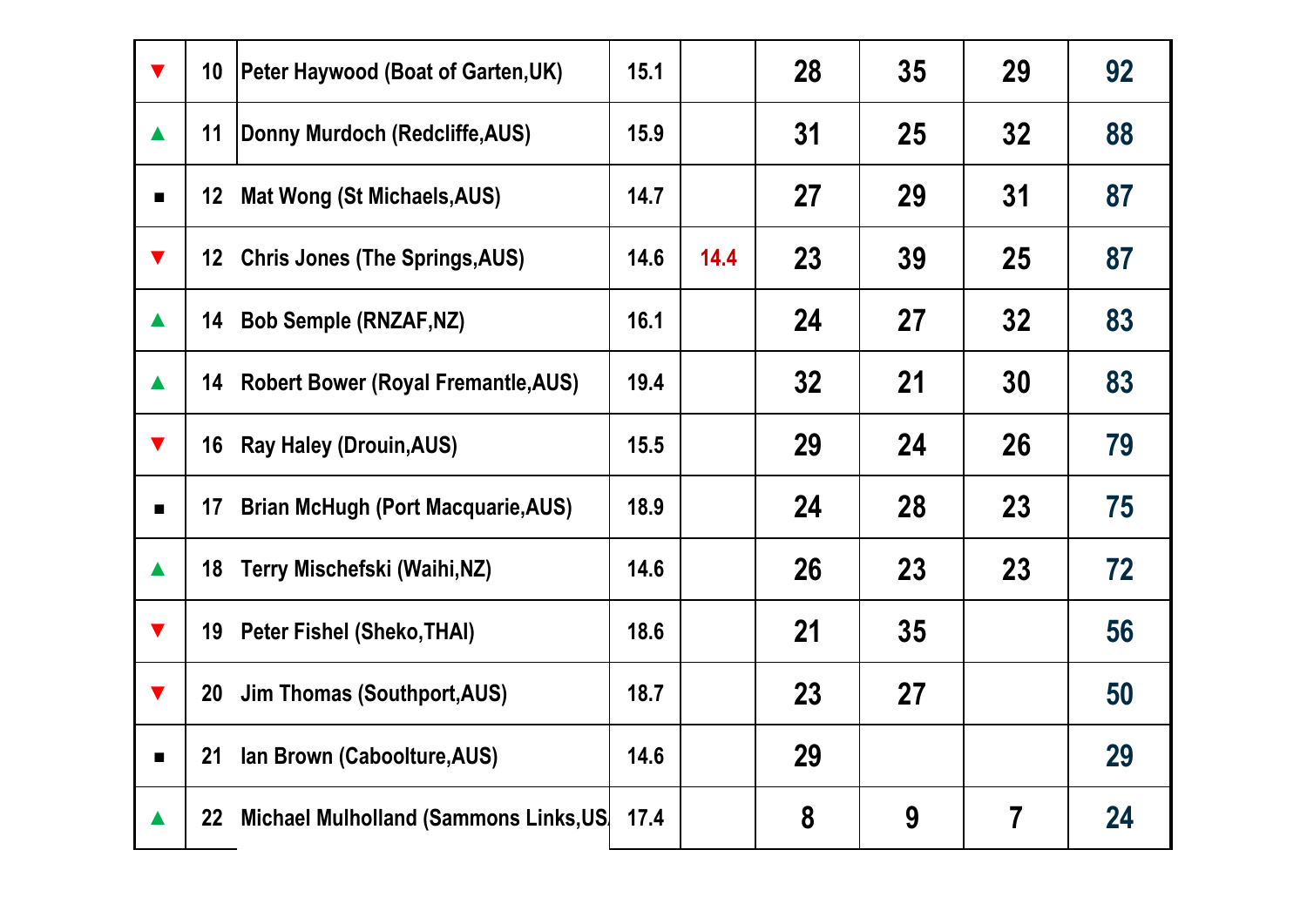| | | | | | | | | |
|---|---|---|---|---|---|---|---|---|
| ▼ | 10 | Peter Haywood (Boat of Garten,UK) | 15.1 | | 28 | 35 | 29 | 92 |
| ▲ | 11 | Donny Murdoch (Redcliffe,AUS) | 15.9 | | 31 | 25 | 32 | 88 |
| ■ | 12 | Mat Wong (St Michaels,AUS) | 14.7 | | 27 | 29 | 31 | 87 |
| ▼ | 12 | Chris Jones (The Springs,AUS) | 14.6 | 14.4 | 23 | 39 | 25 | 87 |
| ▲ | 14 | Bob Semple (RNZAF,NZ) | 16.1 | | 24 | 27 | 32 | 83 |
| ▲ | 14 | Robert Bower (Royal Fremantle,AUS) | 19.4 | | 32 | 21 | 30 | 83 |
| ▼ | 16 | Ray Haley (Drouin,AUS) | 15.5 | | 29 | 24 | 26 | 79 |
| ■ | 17 | Brian McHugh (Port Macquarie,AUS) | 18.9 | | 24 | 28 | 23 | 75 |
| ▲ | 18 | Terry Mischefski (Waihi,NZ) | 14.6 | | 26 | 23 | 23 | 72 |
| ▼ | 19 | Peter Fishel (Sheko,THAI) | 18.6 | | 21 | 35 | | 56 |
| ▼ | 20 | Jim Thomas (Southport,AUS) | 18.7 | | 23 | 27 | | 50 |
| ■ | 21 | Ian Brown (Caboolture,AUS) | 14.6 | | 29 | | | 29 |
| ▲ | 22 | Michael Mulholland (Sammons Links,US | 17.4 | | 8 | 9 | 7 | 24 |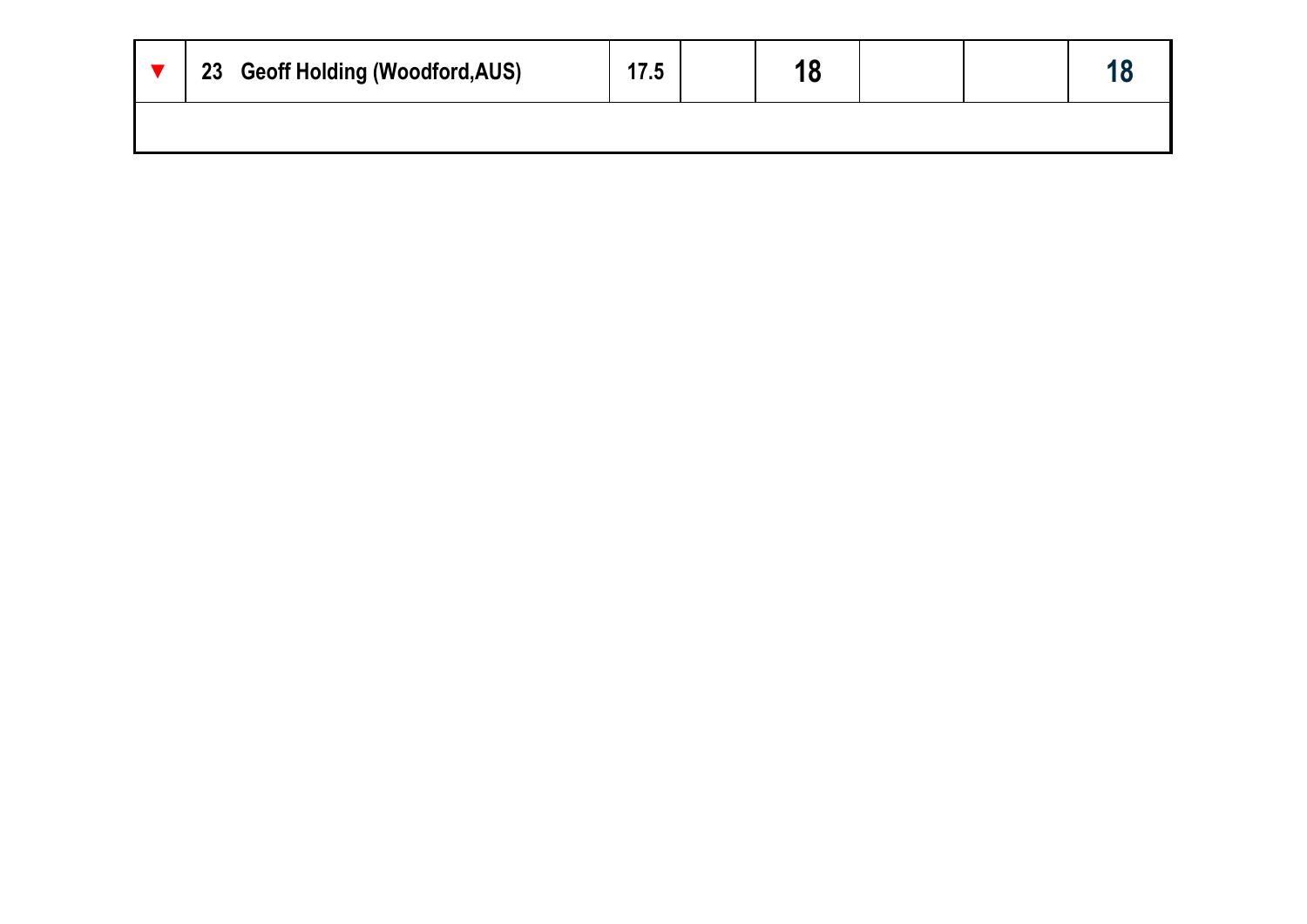| ▼ | 23 Geoff Holding (Woodford,AUS) | 17.5 | | 18 | | | 18 |
|---|---|---|---|---|---|---|---|
| | | | | | | | |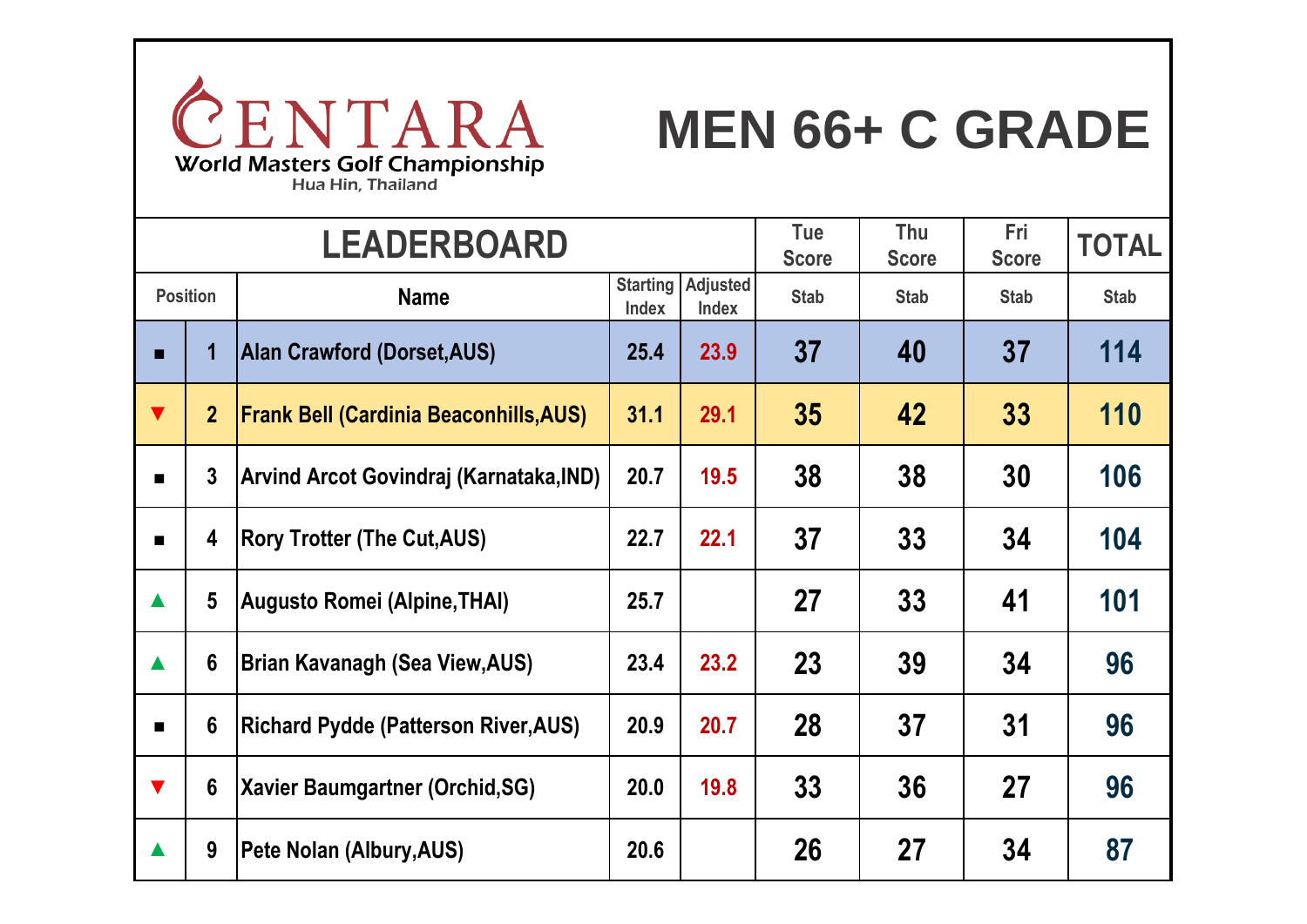CENTARA World Masters Golf Championship

Hua Hin, Thailand

# MEN 66+ C GRADE

| LEADERBOARD | | | | | Tue Score | Thu Score | Fri Score | TOTAL |
|---|---|---|---|---|---|---|---|---|
| Position | | Name | Starting Index | Adjusted Index | Stab | Stab | Stab | Stab |
| ■ | 1 | Alan Crawford (Dorset,AUS) | 25.4 | 23.9 | 37 | 40 | 37 | 114 |
| ▼ | 2 | Frank Bell (Cardinia Beaconhills,AUS) | 31.1 | 29.1 | 35 | 42 | 33 | 110 |
| ■ | 3 | Arvind Arcot Govindraj (Karnataka,IND) | 20.7 | 19.5 | 38 | 38 | 30 | 106 |
| ■ | 4 | Rory Trotter (The Cut,AUS) | 22.7 | 22.1 | 37 | 33 | 34 | 104 |
| ▲ | 5 | Augusto Romei (Alpine,THAI) | 25.7 | | 27 | 33 | 41 | 101 |
| ▲ | 6 | Brian Kavanagh (Sea View,AUS) | 23.4 | 23.2 | 23 | 39 | 34 | 96 |
| ■ | 6 | Richard Pydde (Patterson River,AUS) | 20.9 | 20.7 | 28 | 37 | 31 | 96 |
| ▼ | 6 | Xavier Baumgartner (Orchid,SG) | 20.0 | 19.8 | 33 | 36 | 27 | 96 |
| ▲ | 9 | Pete Nolan (Albury,AUS) | 20.6 | | 26 | 27 | 34 | 87 |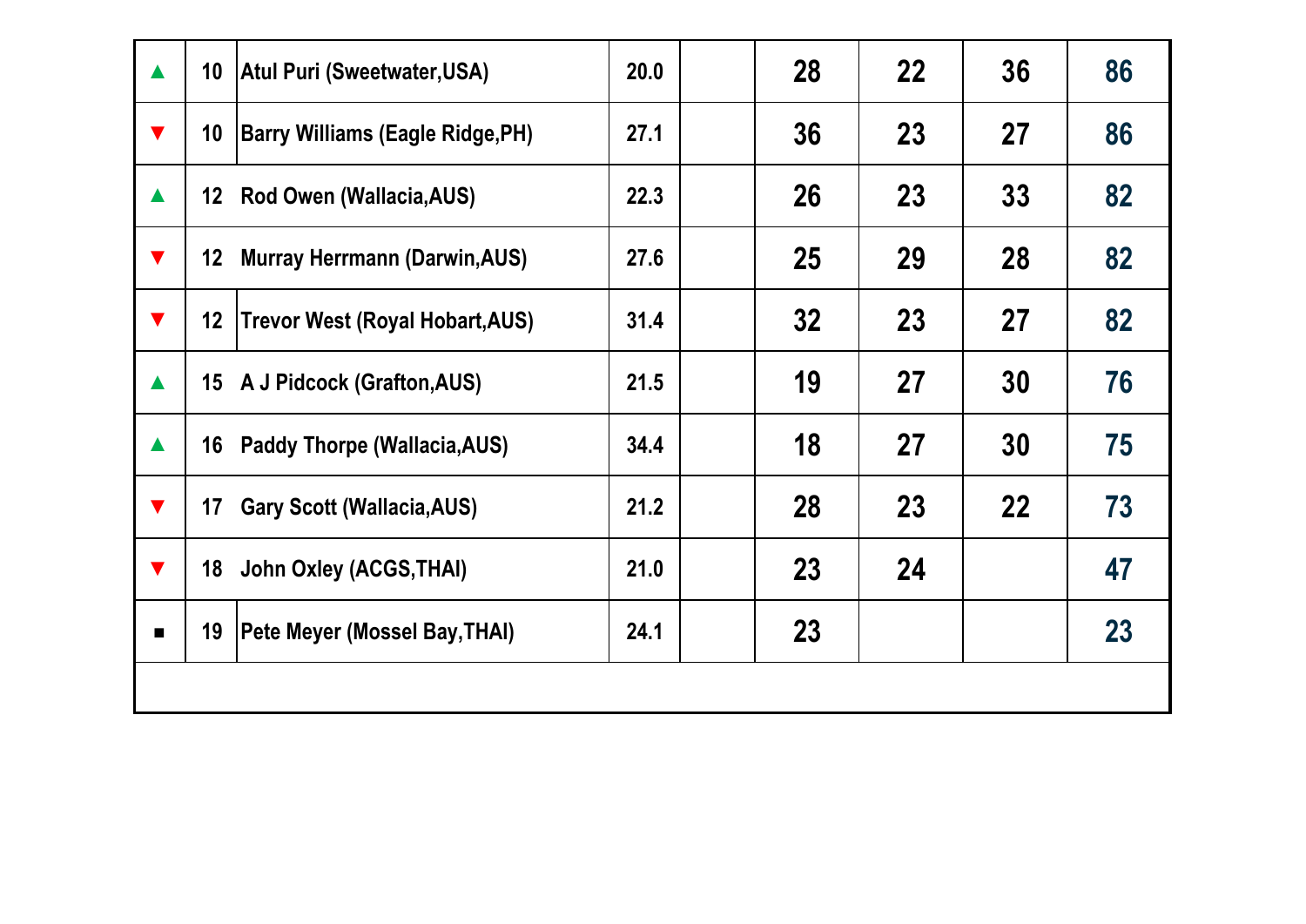| | | | | | | | | |
|---|---|---|---|---|---|---|---|---|
| ▲ | 10 | Atul Puri (Sweetwater,USA) | 20.0 | | 28 | 22 | 36 | 86 |
| ▼ | 10 | Barry Williams (Eagle Ridge,PH) | 27.1 | | 36 | 23 | 27 | 86 |
| ▲ | 12 | Rod Owen (Wallacia,AUS) | 22.3 | | 26 | 23 | 33 | 82 |
| ▼ | 12 | Murray Herrmann (Darwin,AUS) | 27.6 | | 25 | 29 | 28 | 82 |
| ▼ | 12 | Trevor West (Royal Hobart,AUS) | 31.4 | | 32 | 23 | 27 | 82 |
| ▲ | 15 | A J Pidcock (Grafton,AUS) | 21.5 | | 19 | 27 | 30 | 76 |
| ▲ | 16 | Paddy Thorpe (Wallacia,AUS) | 34.4 | | 18 | 27 | 30 | 75 |
| ▼ | 17 | Gary Scott (Wallacia,AUS) | 21.2 | | 28 | 23 | 22 | 73 |
| ▼ | 18 | John Oxley (ACGS,THAI) | 21.0 | | 23 | 24 | | 47 |
| ■ | 19 | Pete Meyer (Mossel Bay,THAI) | 24.1 | | 23 | | | 23 |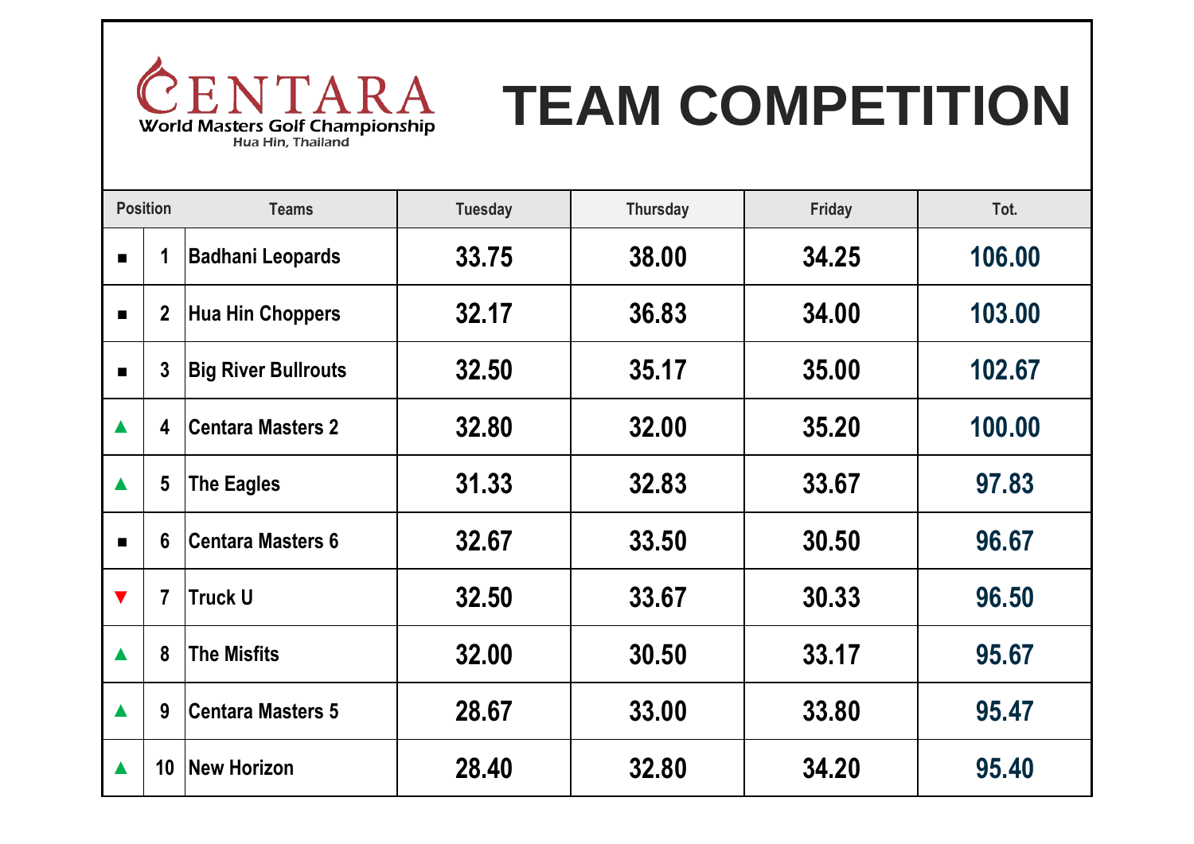CENTARA
World Masters Golf Championship
Hua Hin, Thailand

# TEAM COMPETITION

| Position | | Teams | Tuesday | Thursday | Friday | Tot. |
|---|---|---|---|---|---|---|
| ■ | 1 | Badhani Leopards | 33.75 | 38.00 | 34.25 | 106.00 |
| ■ | 2 | Hua Hin Choppers | 32.17 | 36.83 | 34.00 | 103.00 |
| ■ | 3 | Big River Bullrouts | 32.50 | 35.17 | 35.00 | 102.67 |
| ▲ | 4 | Centara Masters 2 | 32.80 | 32.00 | 35.20 | 100.00 |
| ▲ | 5 | The Eagles | 31.33 | 32.83 | 33.67 | 97.83 |
| ■ | 6 | Centara Masters 6 | 32.67 | 33.50 | 30.50 | 96.67 |
| ▼ | 7 | Truck U | 32.50 | 33.67 | 30.33 | 96.50 |
| ▲ | 8 | The Misfits | 32.00 | 30.50 | 33.17 | 95.67 |
| ▲ | 9 | Centara Masters 5 | 28.67 | 33.00 | 33.80 | 95.47 |
| ▲ | 10 | New Horizon | 28.40 | 32.80 | 34.20 | 95.40 |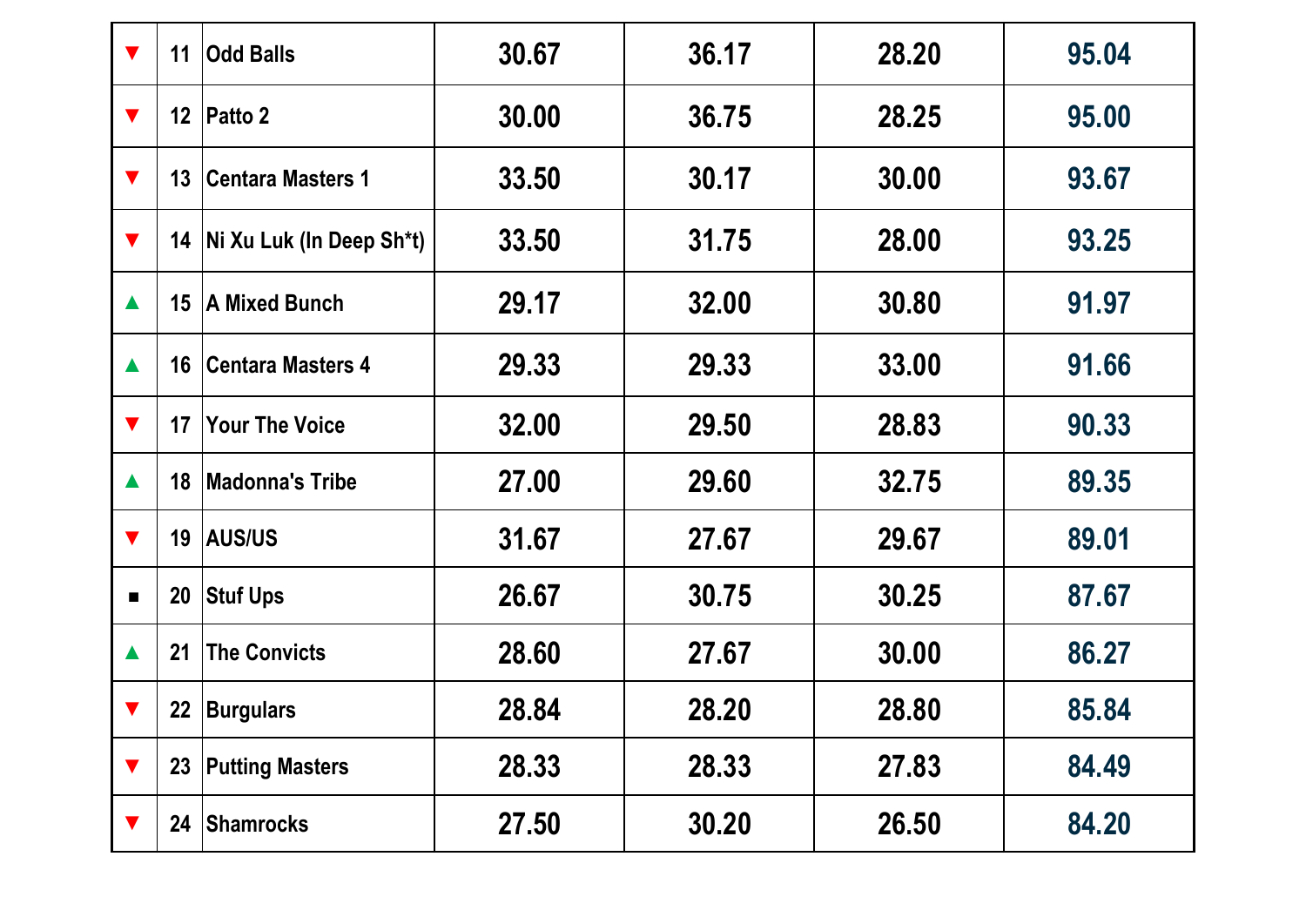| | | | | | | |
|---|---|---|---|---|---|---|
| ▼ | 11 | Odd Balls | 30.67 | 36.17 | 28.20 | 95.04 |
| ▼ | 12 | Patto 2 | 30.00 | 36.75 | 28.25 | 95.00 |
| ▼ | 13 | Centara Masters 1 | 33.50 | 30.17 | 30.00 | 93.67 |
| ▼ | 14 | Ni Xu Luk (In Deep Sh*t) | 33.50 | 31.75 | 28.00 | 93.25 |
| ▲ | 15 | A Mixed Bunch | 29.17 | 32.00 | 30.80 | 91.97 |
| ▲ | 16 | Centara Masters 4 | 29.33 | 29.33 | 33.00 | 91.66 |
| ▼ | 17 | Your The Voice | 32.00 | 29.50 | 28.83 | 90.33 |
| ▲ | 18 | Madonna's Tribe | 27.00 | 29.60 | 32.75 | 89.35 |
| ▼ | 19 | AUS/US | 31.67 | 27.67 | 29.67 | 89.01 |
| ■ | 20 | Stuf Ups | 26.67 | 30.75 | 30.25 | 87.67 |
| ▲ | 21 | The Convicts | 28.60 | 27.67 | 30.00 | 86.27 |
| ▼ | 22 | Burgulars | 28.84 | 28.20 | 28.80 | 85.84 |
| ▼ | 23 | Putting Masters | 28.33 | 28.33 | 27.83 | 84.49 |
| ▼ | 24 | Shamrocks | 27.50 | 30.20 | 26.50 | 84.20 |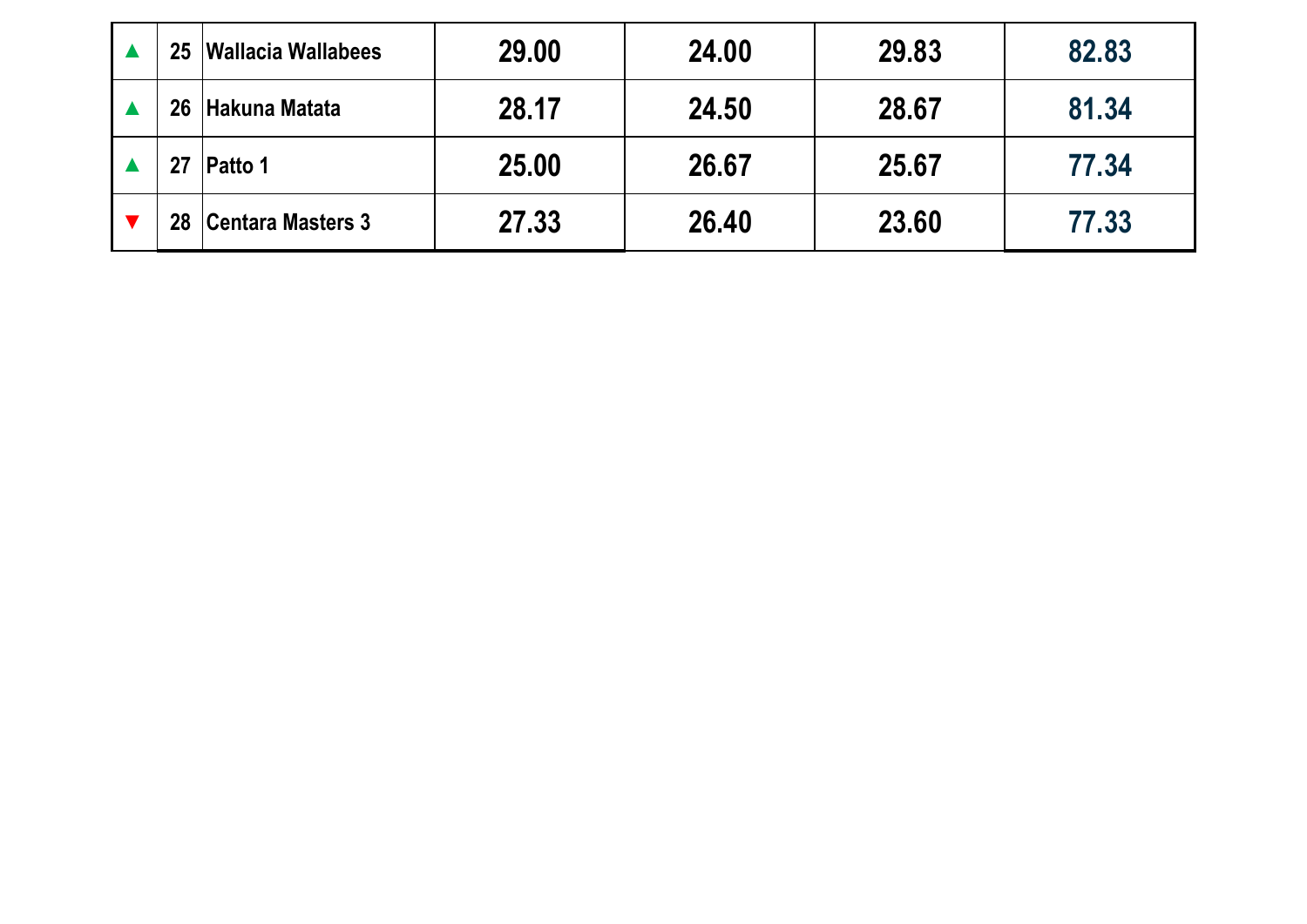| | | | | | | |
|---|---|---|---|---|---|---|
| ▲ | 25 | Wallacia Wallabees | 29.00 | 24.00 | 29.83 | 82.83 |
| ▲ | 26 | Hakuna Matata | 28.17 | 24.50 | 28.67 | 81.34 |
| ▲ | 27 | Patto 1 | 25.00 | 26.67 | 25.67 | 77.34 |
| ▼ | 28 | Centara Masters 3 | 27.33 | 26.40 | 23.60 | 77.33 |